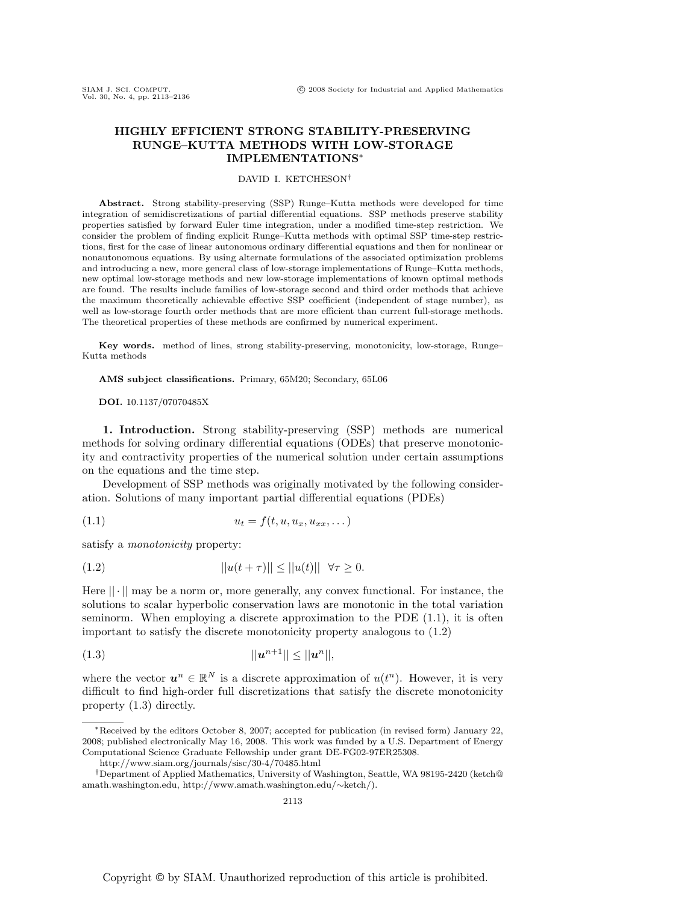# HIGHLY EFFICIENT STRONG STABILITY-PRESERVING RUNGE–KUTTA METHODS WITH LOW-STORAGE IMPLEMENTATIONS*

DAVID I. KETCHESON†

**Abstract.** Strong stability-preserving (SSP) Runge–Kutta methods were developed for time integration of semidiscretizations of partial differential equations. SSP methods preserve stability properties satisfied by forward Euler time integration, under a modified time-step restriction. We consider the problem of finding explicit Runge–Kutta methods with optimal SSP time-step restrictions, first for the case of linear autonomous ordinary differential equations and then for nonlinear or nonautonomous equations. By using alternate formulations of the associated optimization problems and introducing a new, more general class of low-storage implementations of Runge–Kutta methods, new optimal low-storage methods and new low-storage implementations of known optimal methods are found. The results include families of low-storage second and third order methods that achieve the maximum theoretically achievable effective SSP coefficient (independent of stage number), as well as low-storage fourth order methods that are more efficient than current full-storage methods. The theoretical properties of these methods are confirmed by numerical experiment.

**Key words.** method of lines, strong stability-preserving, monotonicity, low-storage, Runge–Kutta methods

**AMS subject classifications.** Primary, 65M20; Secondary, 65L06

**DOI.** 10.1137/07070485X

## 1. Introduction.

Strong stability-preserving (SSP) methods are numerical methods for solving ordinary differential equations (ODEs) that preserve monotonicity and contractivity properties of the numerical solution under certain assumptions on the equations and the time step.

Development of SSP methods was originally motivated by the following consideration. Solutions of many important partial differential equations (PDEs)

$$u_t = f(t, u, u_x, u_{xx}, \dots) \tag{1.1}$$

satisfy a *monotonicity* property:

$$||u(t+\tau)|| \leq ||u(t)|| \quad \forall \tau \geq 0. \tag{1.2}$$

Here $||\cdot||$ may be a norm or, more generally, any convex functional. For instance, the solutions to scalar hyperbolic conservation laws are monotonic in the total variation seminorm. When employing a discrete approximation to the PDE (1.1), it is often important to satisfy the discrete monotonicity property analogous to (1.2)

$$||\boldsymbol{u}^{n+1}|| \leq ||\boldsymbol{u}^n||, \tag{1.3}$$

where the vector $\boldsymbol{u}^n \in \mathbb{R}^N$ is a discrete approximation of $u(t^n)$. However, it is very difficult to find high-order full discretizations that satisfy the discrete monotonicity property (1.3) directly.

---

*Received by the editors October 8, 2007; accepted for publication (in revised form) January 22, 2008; published electronically May 16, 2008. This work was funded by a U.S. Department of Energy Computational Science Graduate Fellowship under grant DE-FG02-97ER25308.
http://www.siam.org/journals/sisc/30-4/70485.html

†Department of Applied Mathematics, University of Washington, Seattle, WA 98195-2420 (ketch@amath.washington.edu, http://www.amath.washington.edu/~ketch/).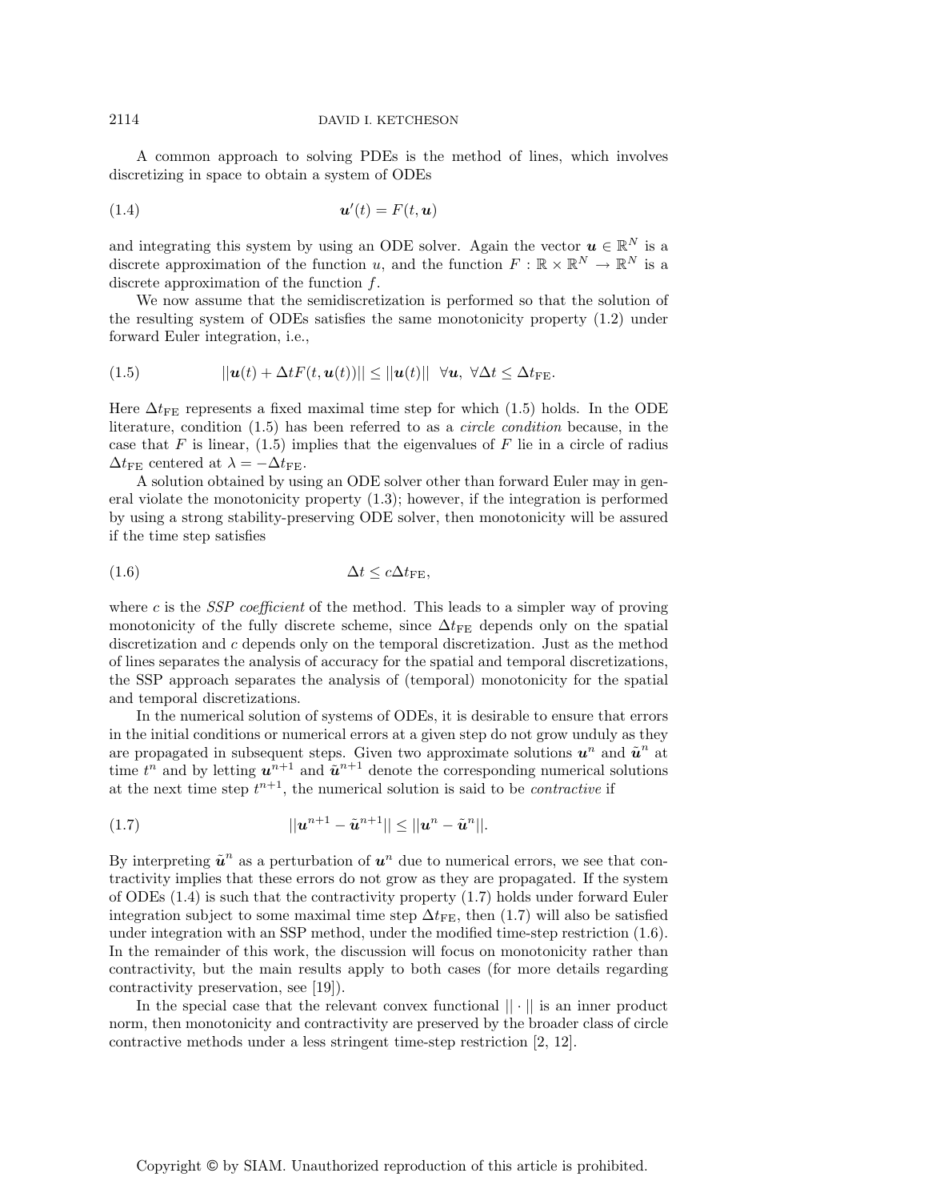A common approach to solving PDEs is the method of lines, which involves discretizing in space to obtain a system of ODEs

$$\boldsymbol{u}'(t) = F(t, \boldsymbol{u}) \tag{1.4}$$

and integrating this system by using an ODE solver. Again the vector $\boldsymbol{u} \in \mathbb{R}^N$ is a discrete approximation of the function $u$, and the function $F : \mathbb{R} \times \mathbb{R}^N \to \mathbb{R}^N$ is a discrete approximation of the function $f$.

We now assume that the semidiscretization is performed so that the solution of the resulting system of ODEs satisfies the same monotonicity property (1.2) under forward Euler integration, i.e.,

$$||\boldsymbol{u}(t) + \Delta t F(t, \boldsymbol{u}(t))|| \leq ||\boldsymbol{u}(t)|| \quad \forall \boldsymbol{u}, \ \forall \Delta t \leq \Delta t_{\text{FE}}. \tag{1.5}$$

Here $\Delta t_{\text{FE}}$ represents a fixed maximal time step for which (1.5) holds. In the ODE literature, condition (1.5) has been referred to as a *circle condition* because, in the case that $F$ is linear, (1.5) implies that the eigenvalues of $F$ lie in a circle of radius $\Delta t_{\text{FE}}$ centered at $\lambda = -\Delta t_{\text{FE}}$.

A solution obtained by using an ODE solver other than forward Euler may in general violate the monotonicity property (1.3); however, if the integration is performed by using a strong stability-preserving ODE solver, then monotonicity will be assured if the time step satisfies

$$\Delta t \leq c \Delta t_{\text{FE}}, \tag{1.6}$$

where $c$ is the *SSP coefficient* of the method. This leads to a simpler way of proving monotonicity of the fully discrete scheme, since $\Delta t_{\text{FE}}$ depends only on the spatial discretization and $c$ depends only on the temporal discretization. Just as the method of lines separates the analysis of accuracy for the spatial and temporal discretizations, the SSP approach separates the analysis of (temporal) monotonicity for the spatial and temporal discretizations.

In the numerical solution of systems of ODEs, it is desirable to ensure that errors in the initial conditions or numerical errors at a given step do not grow unduly as they are propagated in subsequent steps. Given two approximate solutions $\boldsymbol{u}^n$ and $\tilde{\boldsymbol{u}}^n$ at time $t^n$ and by letting $\boldsymbol{u}^{n+1}$ and $\tilde{\boldsymbol{u}}^{n+1}$ denote the corresponding numerical solutions at the next time step $t^{n+1}$, the numerical solution is said to be *contractive* if

$$||\boldsymbol{u}^{n+1} - \tilde{\boldsymbol{u}}^{n+1}|| \leq ||\boldsymbol{u}^n - \tilde{\boldsymbol{u}}^n||. \tag{1.7}$$

By interpreting $\tilde{\boldsymbol{u}}^n$ as a perturbation of $\boldsymbol{u}^n$ due to numerical errors, we see that contractivity implies that these errors do not grow as they are propagated. If the system of ODEs (1.4) is such that the contractivity property (1.7) holds under forward Euler integration subject to some maximal time step $\Delta t_{\text{FE}}$, then (1.7) will also be satisfied under integration with an SSP method, under the modified time-step restriction (1.6). In the remainder of this work, the discussion will focus on monotonicity rather than contractivity, but the main results apply to both cases (for more details regarding contractivity preservation, see [19]).

In the special case that the relevant convex functional $|| \cdot ||$ is an inner product norm, then monotonicity and contractivity are preserved by the broader class of circle contractive methods under a less stringent time-step restriction [2, 12].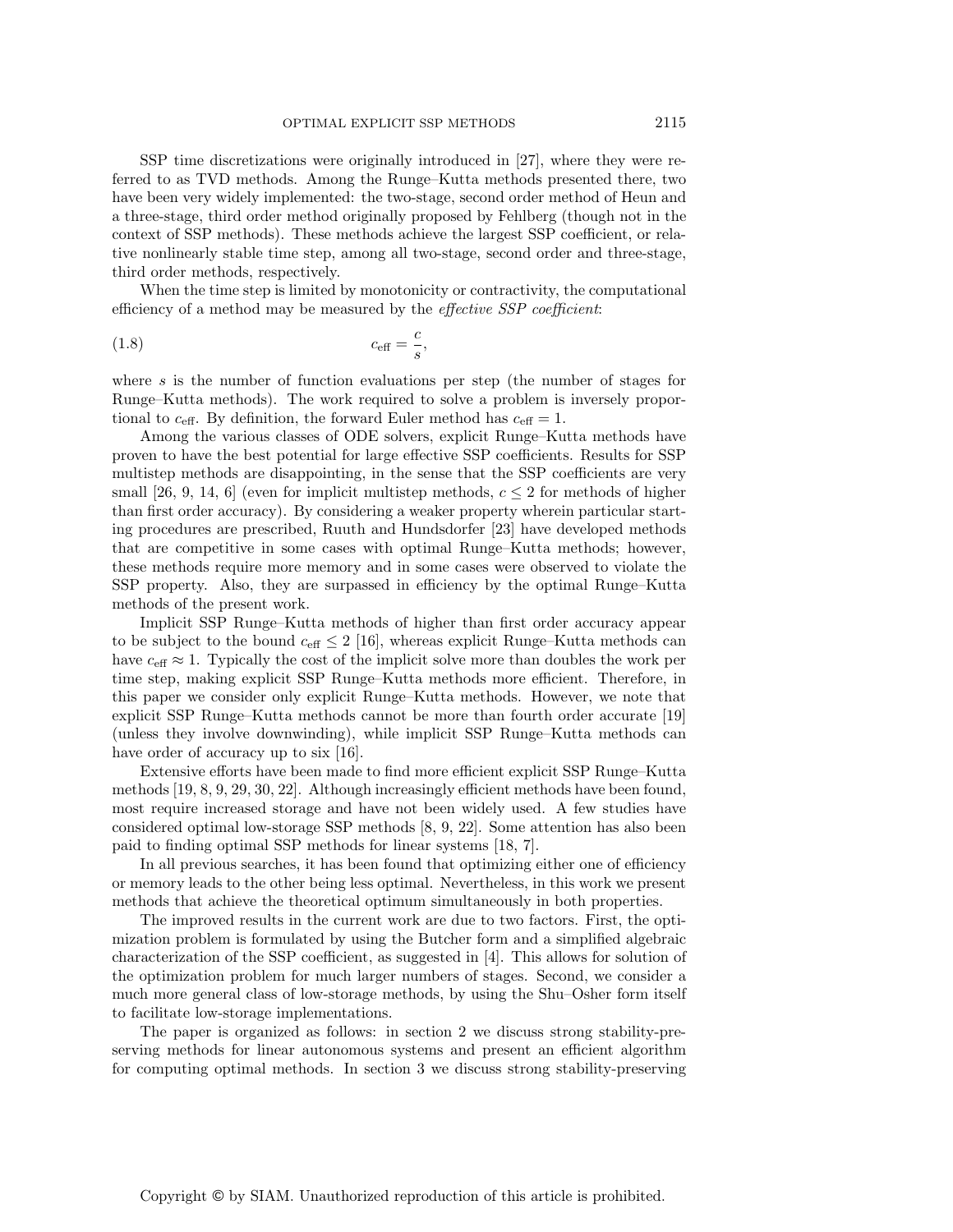SSP time discretizations were originally introduced in [27], where they were referred to as TVD methods. Among the Runge–Kutta methods presented there, two have been very widely implemented: the two-stage, second order method of Heun and a three-stage, third order method originally proposed by Fehlberg (though not in the context of SSP methods). These methods achieve the largest SSP coefficient, or relative nonlinearly stable time step, among all two-stage, second order and three-stage, third order methods, respectively.

When the time step is limited by monotonicity or contractivity, the computational efficiency of a method may be measured by the *effective SSP coefficient*:

$$c_{\text{eff}} = \frac{c}{s}, \tag{1.8}$$

where $s$ is the number of function evaluations per step (the number of stages for Runge–Kutta methods). The work required to solve a problem is inversely proportional to $c_{\text{eff}}$. By definition, the forward Euler method has $c_{\text{eff}} = 1$.

Among the various classes of ODE solvers, explicit Runge–Kutta methods have proven to have the best potential for large effective SSP coefficients. Results for SSP multistep methods are disappointing, in the sense that the SSP coefficients are very small [26, 9, 14, 6] (even for implicit multistep methods, $c \leq 2$ for methods of higher than first order accuracy). By considering a weaker property wherein particular starting procedures are prescribed, Ruuth and Hundsdorfer [23] have developed methods that are competitive in some cases with optimal Runge–Kutta methods; however, these methods require more memory and in some cases were observed to violate the SSP property. Also, they are surpassed in efficiency by the optimal Runge–Kutta methods of the present work.

Implicit SSP Runge–Kutta methods of higher than first order accuracy appear to be subject to the bound $c_{\text{eff}} \leq 2$ [16], whereas explicit Runge–Kutta methods can have $c_{\text{eff}} \approx 1$. Typically the cost of the implicit solve more than doubles the work per time step, making explicit SSP Runge–Kutta methods more efficient. Therefore, in this paper we consider only explicit Runge–Kutta methods. However, we note that explicit SSP Runge–Kutta methods cannot be more than fourth order accurate [19] (unless they involve downwinding), while implicit SSP Runge–Kutta methods can have order of accuracy up to six [16].

Extensive efforts have been made to find more efficient explicit SSP Runge–Kutta methods [19, 8, 9, 29, 30, 22]. Although increasingly efficient methods have been found, most require increased storage and have not been widely used. A few studies have considered optimal low-storage SSP methods [8, 9, 22]. Some attention has also been paid to finding optimal SSP methods for linear systems [18, 7].

In all previous searches, it has been found that optimizing either one of efficiency or memory leads to the other being less optimal. Nevertheless, in this work we present methods that achieve the theoretical optimum simultaneously in both properties.

The improved results in the current work are due to two factors. First, the optimization problem is formulated by using the Butcher form and a simplified algebraic characterization of the SSP coefficient, as suggested in [4]. This allows for solution of the optimization problem for much larger numbers of stages. Second, we consider a much more general class of low-storage methods, by using the Shu–Osher form itself to facilitate low-storage implementations.

The paper is organized as follows: in section 2 we discuss strong stability-preserving methods for linear autonomous systems and present an efficient algorithm for computing optimal methods. In section 3 we discuss strong stability-preserving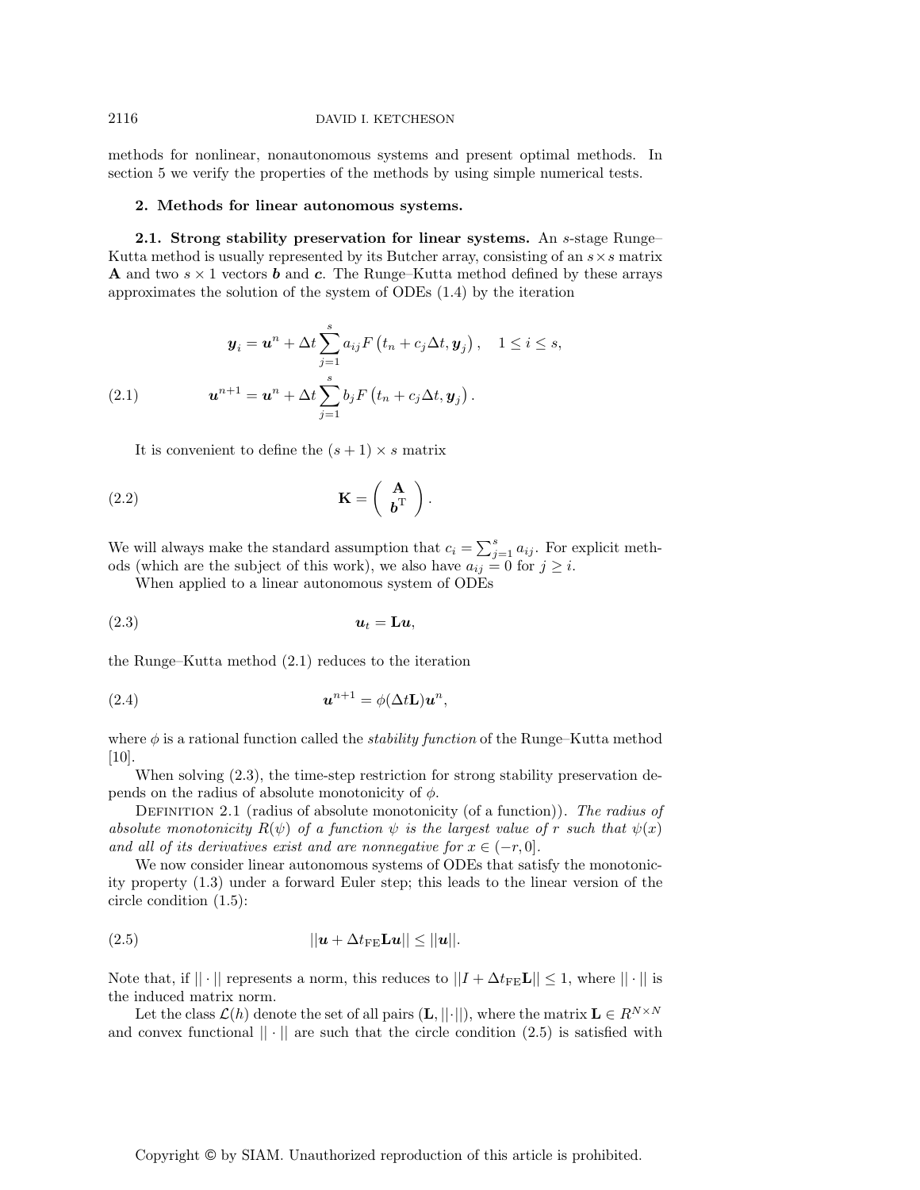methods for nonlinear, nonautonomous systems and present optimal methods. In section 5 we verify the properties of the methods by using simple numerical tests.

## 2. Methods for linear autonomous systems.

**2.1. Strong stability preservation for linear systems.** An $s$-stage Runge–Kutta method is usually represented by its Butcher array, consisting of an $s \times s$ matrix $\mathbf{A}$ and two $s \times 1$ vectors $\boldsymbol{b}$ and $\boldsymbol{c}$. The Runge–Kutta method defined by these arrays approximates the solution of the system of ODEs (1.4) by the iteration

$$
\begin{aligned}
\boldsymbol{y}_i &= \boldsymbol{u}^n + \Delta t \sum_{j=1}^{s} a_{ij} F\left(t_n + c_j \Delta t, \boldsymbol{y}_j\right), \quad 1 \leq i \leq s, \\
\boldsymbol{u}^{n+1} &= \boldsymbol{u}^n + \Delta t \sum_{j=1}^{s} b_j F\left(t_n + c_j \Delta t, \boldsymbol{y}_j\right).
\end{aligned} \tag{2.1}
$$

It is convenient to define the $(s+1) \times s$ matrix

$$
\mathbf{K} = \begin{pmatrix} \mathbf{A} \\ \boldsymbol{b}^{\mathrm{T}} \end{pmatrix}. \tag{2.2}
$$

We will always make the standard assumption that $c_i = \sum_{j=1}^{s} a_{ij}$. For explicit methods (which are the subject of this work), we also have $a_{ij} = 0$ for $j \geq i$.

When applied to a linear autonomous system of ODEs

$$
\boldsymbol{u}_t = \mathbf{L}\boldsymbol{u}, \tag{2.3}
$$

the Runge–Kutta method (2.1) reduces to the iteration

$$
\boldsymbol{u}^{n+1} = \phi(\Delta t \mathbf{L})\boldsymbol{u}^n, \tag{2.4}
$$

where $\phi$ is a rational function called the *stability function* of the Runge–Kutta method [10].

When solving (2.3), the time-step restriction for strong stability preservation depends on the radius of absolute monotonicity of $\phi$.

Definition 2.1 (radius of absolute monotonicity (of a function)). *The radius of absolute monotonicity $R(\psi)$ of a function $\psi$ is the largest value of $r$ such that $\psi(x)$ and all of its derivatives exist and are nonnegative for $x \in (-r, 0]$.*

We now consider linear autonomous systems of ODEs that satisfy the monotonicity property (1.3) under a forward Euler step; this leads to the linear version of the circle condition (1.5):

$$
||\boldsymbol{u} + \Delta t_{\mathrm{FE}} \mathbf{L}\boldsymbol{u}|| \leq ||\boldsymbol{u}||. \tag{2.5}
$$

Note that, if $|| \cdot ||$ represents a norm, this reduces to $||I + \Delta t_{\mathrm{FE}} \mathbf{L}|| \leq 1$, where $|| \cdot ||$ is the induced matrix norm.

Let the class $\mathcal{L}(h)$ denote the set of all pairs $(\mathbf{L}, ||\cdot||)$, where the matrix $\mathbf{L} \in R^{N \times N}$ and convex functional $|| \cdot ||$ are such that the circle condition (2.5) is satisfied with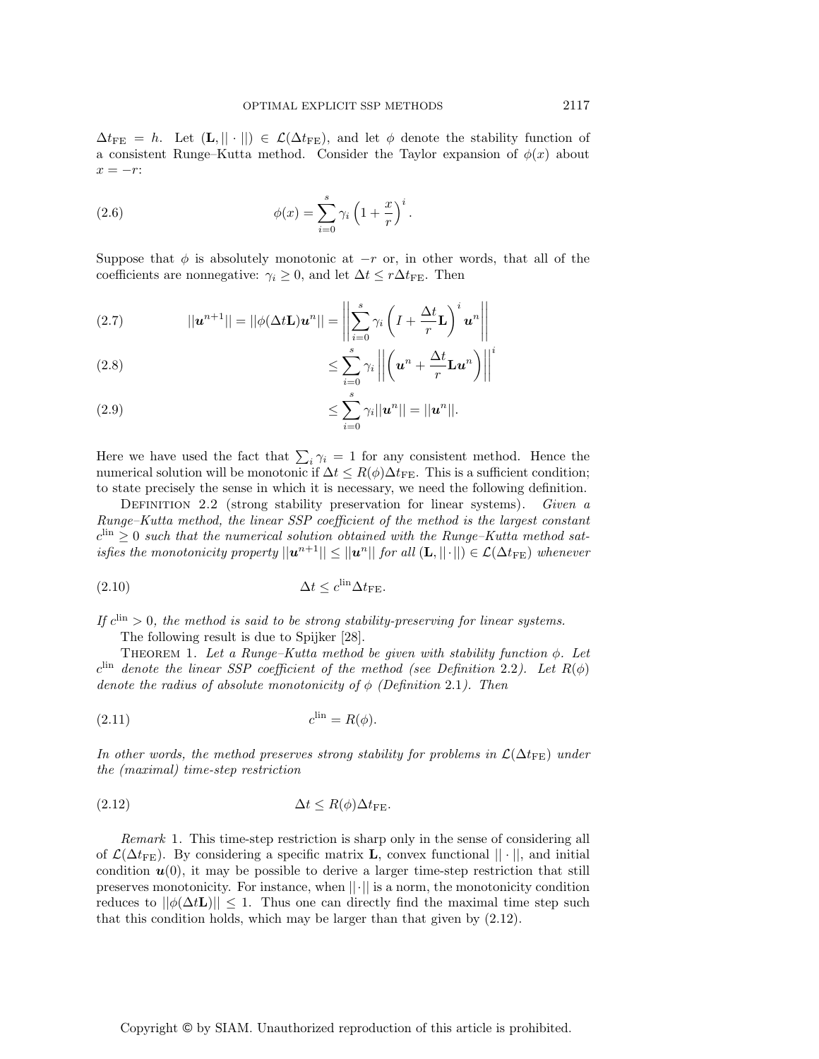$\Delta t_{\text{FE}} = h$. Let $(\mathbf{L}, ||\cdot||) \in \mathcal{L}(\Delta t_{\text{FE}})$, and let $\phi$ denote the stability function of a consistent Runge–Kutta method. Consider the Taylor expansion of $\phi(x)$ about $x = -r$:

$$\phi(x) = \sum_{i=0}^{s} \gamma_i \left(1 + \frac{x}{r}\right)^i. \tag{2.6}$$

Suppose that $\phi$ is absolutely monotonic at $-r$ or, in other words, that all of the coefficients are nonnegative: $\gamma_i \geq 0$, and let $\Delta t \leq r\Delta t_{\text{FE}}$. Then

$$||\boldsymbol{u}^{n+1}|| = ||\phi(\Delta t\mathbf{L})\boldsymbol{u}^n|| = \left|\left|\sum_{i=0}^{s} \gamma_i \left(I + \frac{\Delta t}{r}\mathbf{L}\right)^i \boldsymbol{u}^n\right|\right| \tag{2.7}$$

$$\leq \sum_{i=0}^{s} \gamma_i \left|\left|\left(\boldsymbol{u}^n + \frac{\Delta t}{r}\mathbf{L}\boldsymbol{u}^n\right)\right|\right|^i \tag{2.8}$$

$$\leq \sum_{i=0}^{s} \gamma_i ||\boldsymbol{u}^n|| = ||\boldsymbol{u}^n||. \tag{2.9}$$

Here we have used the fact that $\sum_i \gamma_i = 1$ for any consistent method. Hence the numerical solution will be monotonic if $\Delta t \leq R(\phi)\Delta t_{\text{FE}}$. This is a sufficient condition; to state precisely the sense in which it is necessary, we need the following definition.

Definition 2.2 (strong stability preservation for linear systems). *Given a Runge–Kutta method, the linear SSP coefficient of the method is the largest constant $c^{\text{lin}} \geq 0$ such that the numerical solution obtained with the Runge–Kutta method satisfies the monotonicity property $||\boldsymbol{u}^{n+1}|| \leq ||\boldsymbol{u}^n||$ for all $(\mathbf{L}, ||\cdot||) \in \mathcal{L}(\Delta t_{\text{FE}})$ whenever*

$$\Delta t \leq c^{\text{lin}} \Delta t_{\text{FE}}. \tag{2.10}$$

*If $c^{\text{lin}} > 0$, the method is said to be strong stability-preserving for linear systems.*

The following result is due to Spijker [28].

Theorem 1. *Let a Runge–Kutta method be given with stability function $\phi$. Let $c^{\text{lin}}$ denote the linear SSP coefficient of the method (see Definition 2.2). Let $R(\phi)$ denote the radius of absolute monotonicity of $\phi$ (Definition 2.1). Then*

$$c^{\text{lin}} = R(\phi). \tag{2.11}$$

*In other words, the method preserves strong stability for problems in $\mathcal{L}(\Delta t_{\text{FE}})$ under the (maximal) time-step restriction*

$$\Delta t \leq R(\phi)\Delta t_{\text{FE}}. \tag{2.12}$$

*Remark* 1. This time-step restriction is sharp only in the sense of considering all of $\mathcal{L}(\Delta t_{\text{FE}})$. By considering a specific matrix $\mathbf{L}$, convex functional $||\cdot||$, and initial condition $\boldsymbol{u}(0)$, it may be possible to derive a larger time-step restriction that still preserves monotonicity. For instance, when $||\cdot||$ is a norm, the monotonicity condition reduces to $||\phi(\Delta t\mathbf{L})|| \leq 1$. Thus one can directly find the maximal time step such that this condition holds, which may be larger than that given by (2.12).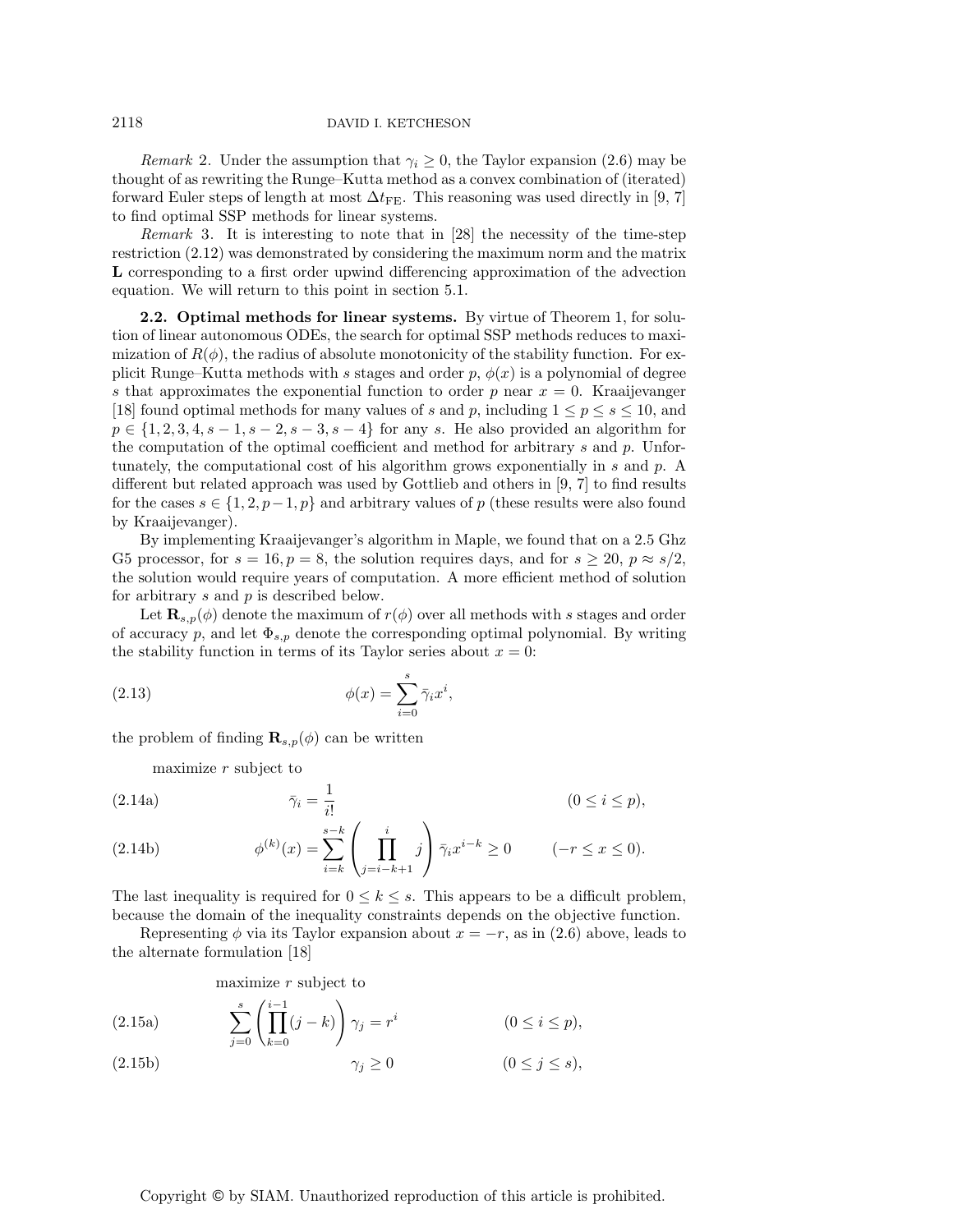*Remark* 2. Under the assumption that $\gamma_i \geq 0$, the Taylor expansion (2.6) may be thought of as rewriting the Runge–Kutta method as a convex combination of (iterated) forward Euler steps of length at most $\Delta t_{\text{FE}}$. This reasoning was used directly in [9, 7] to find optimal SSP methods for linear systems.

*Remark* 3. It is interesting to note that in [28] the necessity of the time-step restriction (2.12) was demonstrated by considering the maximum norm and the matrix $\mathbf{L}$ corresponding to a first order upwind differencing approximation of the advection equation. We will return to this point in section 5.1.

### 2.2. Optimal methods for linear systems.

By virtue of Theorem 1, for solution of linear autonomous ODEs, the search for optimal SSP methods reduces to maximization of $R(\phi)$, the radius of absolute monotonicity of the stability function. For explicit Runge–Kutta methods with $s$ stages and order $p$, $\phi(x)$ is a polynomial of degree $s$ that approximates the exponential function to order $p$ near $x = 0$. Kraaijevanger [18] found optimal methods for many values of $s$ and $p$, including $1 \leq p \leq s \leq 10$, and $p \in \{1, 2, 3, 4, s-1, s-2, s-3, s-4\}$ for any $s$. He also provided an algorithm for the computation of the optimal coefficient and method for arbitrary $s$ and $p$. Unfortunately, the computational cost of his algorithm grows exponentially in $s$ and $p$. A different but related approach was used by Gottlieb and others in [9, 7] to find results for the cases $s \in \{1, 2, p-1, p\}$ and arbitrary values of $p$ (these results were also found by Kraaijevanger).

By implementing Kraaijevanger's algorithm in Maple, we found that on a 2.5 Ghz G5 processor, for $s = 16, p = 8$, the solution requires days, and for $s \geq 20$, $p \approx s/2$, the solution would require years of computation. A more efficient method of solution for arbitrary $s$ and $p$ is described below.

Let $\mathbf{R}_{s,p}(\phi)$ denote the maximum of $r(\phi)$ over all methods with $s$ stages and order of accuracy $p$, and let $\Phi_{s,p}$ denote the corresponding optimal polynomial. By writing the stability function in terms of its Taylor series about $x = 0$:

$$\phi(x) = \sum_{i=0}^{s} \bar{\gamma}_i x^i, \tag{2.13}$$

the problem of finding $\mathbf{R}_{s,p}(\phi)$ can be written

maximize $r$ subject to

$$\bar{\gamma}_i = \frac{1}{i!} \qquad (0 \leq i \leq p), \tag{2.14a}$$

$$\phi^{(k)}(x) = \sum_{i=k}^{s-k} \left( \prod_{j=i-k+1}^{i} j \right) \bar{\gamma}_i x^{i-k} \geq 0 \qquad (-r \leq x \leq 0). \tag{2.14b}$$

The last inequality is required for $0 \leq k \leq s$. This appears to be a difficult problem, because the domain of the inequality constraints depends on the objective function.

Representing $\phi$ via its Taylor expansion about $x = -r$, as in (2.6) above, leads to the alternate formulation [18]

maximize $r$ subject to

$$\sum_{j=0}^{s} \left( \prod_{k=0}^{i-1} (j - k) \right) \gamma_j = r^i \qquad (0 \leq i \leq p), \tag{2.15a}$$

$$\gamma_j \geq 0 \qquad (0 \leq j \leq s), \tag{2.15b}$$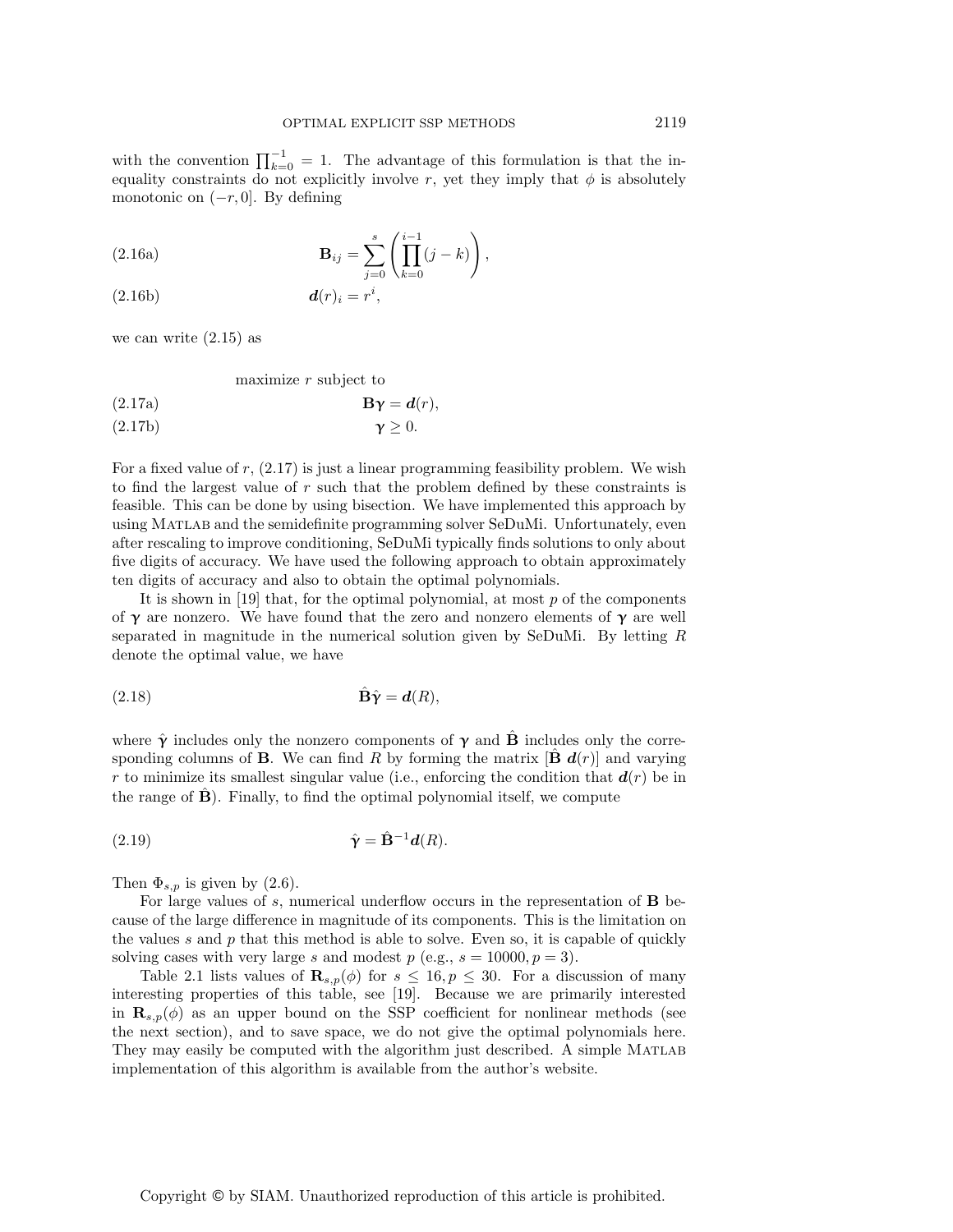with the convention $\prod_{k=0}^{-1} = 1$. The advantage of this formulation is that the inequality constraints do not explicitly involve $r$, yet they imply that $\phi$ is absolutely monotonic on $(-r, 0]$. By defining

$$\mathbf{B}_{ij} = \sum_{j=0}^{s} \left( \prod_{k=0}^{i-1} (j-k) \right), \tag{2.16a}$$

$$\boldsymbol{d}(r)_i = r^i, \tag{2.16b}$$

we can write (2.15) as

maximize $r$ subject to

$$\mathbf{B}\boldsymbol{\gamma} = \boldsymbol{d}(r), \tag{2.17a}$$

$$\boldsymbol{\gamma} \geq 0. \tag{2.17b}$$

For a fixed value of $r$, (2.17) is just a linear programming feasibility problem. We wish to find the largest value of $r$ such that the problem defined by these constraints is feasible. This can be done by using bisection. We have implemented this approach by using MATLAB and the semidefinite programming solver SeDuMi. Unfortunately, even after rescaling to improve conditioning, SeDuMi typically finds solutions to only about five digits of accuracy. We have used the following approach to obtain approximately ten digits of accuracy and also to obtain the optimal polynomials.

It is shown in [19] that, for the optimal polynomial, at most $p$ of the components of $\boldsymbol{\gamma}$ are nonzero. We have found that the zero and nonzero elements of $\boldsymbol{\gamma}$ are well separated in magnitude in the numerical solution given by SeDuMi. By letting $R$ denote the optimal value, we have

$$\hat{\mathbf{B}}\hat{\boldsymbol{\gamma}} = \boldsymbol{d}(R), \tag{2.18}$$

where $\hat{\boldsymbol{\gamma}}$ includes only the nonzero components of $\boldsymbol{\gamma}$ and $\hat{\mathbf{B}}$ includes only the corresponding columns of $\mathbf{B}$. We can find $R$ by forming the matrix $[\hat{\mathbf{B}}\ \boldsymbol{d}(r)]$ and varying $r$ to minimize its smallest singular value (i.e., enforcing the condition that $\boldsymbol{d}(r)$ be in the range of $\hat{\mathbf{B}}$). Finally, to find the optimal polynomial itself, we compute

$$\hat{\boldsymbol{\gamma}} = \hat{\mathbf{B}}^{-1}\boldsymbol{d}(R). \tag{2.19}$$

Then $\Phi_{s,p}$ is given by (2.6).

For large values of $s$, numerical underflow occurs in the representation of $\mathbf{B}$ because of the large difference in magnitude of its components. This is the limitation on the values $s$ and $p$ that this method is able to solve. Even so, it is capable of quickly solving cases with very large $s$ and modest $p$ (e.g., $s = 10000, p = 3$).

Table 2.1 lists values of $\mathbf{R}_{s,p}(\phi)$ for $s \leq 16, p \leq 30$. For a discussion of many interesting properties of this table, see [19]. Because we are primarily interested in $\mathbf{R}_{s,p}(\phi)$ as an upper bound on the SSP coefficient for nonlinear methods (see the next section), and to save space, we do not give the optimal polynomials here. They may easily be computed with the algorithm just described. A simple MATLAB implementation of this algorithm is available from the author's website.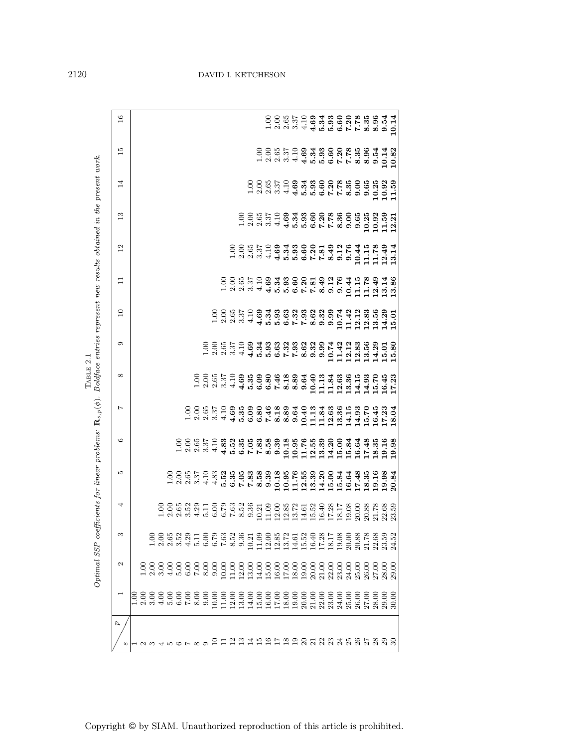TABLE 2.1

*Optimal SSP coefficients for linear problems:* $\mathbf{R}_{s,p}(\phi)$. *Boldface entries represent new results obtained in the present work.*

| s \ p | 1 | 2 | 3 | 4 | 5 | 6 | 7 | 8 | 9 | 10 | 11 | 12 | 13 | 14 | 15 | 16 |
|---|---|---|---|---|---|---|---|---|---|---|---|---|---|---|---|---|
| 1 | 1.00 | | | | | | | | | | | | | | | |
| 2 | 2.00 | 1.00 | | | | | | | | | | | | | | |
| 3 | 3.00 | 2.00 | 1.00 | | | | | | | | | | | | | |
| 4 | 4.00 | 3.00 | 2.00 | 1.00 | | | | | | | | | | | | |
| 5 | 5.00 | 4.00 | 2.65 | 2.00 | 1.00 | | | | | | | | | | | |
| 6 | 6.00 | 5.00 | 3.52 | 2.65 | 2.00 | 1.00 | | | | | | | | | | |
| 7 | 7.00 | 6.00 | 4.29 | 3.52 | 2.65 | 2.00 | 1.00 | | | | | | | | | |
| 8 | 8.00 | 7.00 | 5.11 | 4.29 | 3.37 | 2.65 | 2.00 | 1.00 | | | | | | | | |
| 9 | 9.00 | 8.00 | 6.00 | 5.11 | 4.10 | 3.37 | 2.65 | 2.00 | 1.00 | | | | | | | |
| 10 | 10.00 | 9.00 | 6.79 | 6.00 | 4.83 | 4.10 | 3.37 | 2.65 | 2.00 | 1.00 | | | | | | |
| 11 | 11.00 | 10.00 | 7.63 | 6.79 | **5.52** | **4.83** | 4.10 | 3.37 | 2.65 | 2.00 | 1.00 | | | | | |
| 12 | 12.00 | 11.00 | 8.52 | 7.63 | **6.35** | **5.52** | **4.69** | 4.10 | 3.37 | 2.65 | 2.00 | 1.00 | | | | |
| 13 | 13.00 | 12.00 | 9.36 | 8.52 | **7.05** | **6.35** | **5.35** | **4.69** | 4.10 | 3.37 | 2.65 | 2.00 | 1.00 | | | |
| 14 | 14.00 | 13.00 | 10.21 | 9.36 | **7.83** | **7.05** | **6.09** | **5.35** | **4.69** | 4.10 | 3.37 | 2.65 | 2.00 | 1.00 | | |
| 15 | 15.00 | 14.00 | 11.09 | 10.21 | **8.58** | **7.83** | **6.80** | **6.09** | **5.34** | **4.69** | 4.10 | 3.37 | 2.65 | 2.00 | 1.00 | |
| 16 | 16.00 | 15.00 | 12.00 | 11.09 | **9.39** | **8.58** | **7.46** | **6.80** | **5.93** | **5.34** | **4.69** | 4.10 | 3.37 | 2.65 | 2.00 | 1.00 |
| 17 | 17.00 | 16.00 | 12.85 | 12.00 | **10.18** | **9.39** | **8.18** | **7.46** | **6.63** | **5.93** | **5.34** | **4.69** | 4.10 | 3.37 | 2.65 | 2.00 |
| 18 | 18.00 | 17.00 | 13.72 | 12.85 | **10.95** | **10.18** | **8.89** | **8.18** | **7.32** | **6.63** | **5.93** | **5.34** | **4.69** | 4.10 | 3.37 | 2.65 |
| 19 | 19.00 | 18.00 | 14.61 | 13.72 | **11.76** | **10.95** | **9.64** | **8.89** | **7.93** | **7.32** | **6.60** | **5.93** | **5.34** | **4.69** | 4.10 | 3.37 |
| 20 | 20.00 | 19.00 | 15.52 | 14.61 | **12.55** | **11.76** | **10.40** | **9.64** | **8.62** | **7.93** | **7.20** | **6.60** | **5.93** | **5.34** | **4.69** | 4.10 |
| 21 | 21.00 | 20.00 | 16.40 | 15.52 | **13.39** | **12.55** | **11.13** | **10.40** | **9.32** | **8.62** | **7.81** | **7.20** | **6.60** | **5.93** | **5.34** | **4.69** |
| 22 | 22.00 | 21.00 | 17.28 | 16.40 | **14.20** | **13.39** | **11.84** | **11.13** | **9.99** | **9.32** | **8.49** | **7.81** | **7.20** | **6.60** | **5.93** | **5.34** |
| 23 | 23.00 | 22.00 | 18.17 | 17.28 | **15.00** | **14.20** | **12.63** | **11.84** | **10.74** | **9.99** | **9.12** | **8.49** | **7.78** | **7.20** | **6.60** | **5.93** |
| 24 | 24.00 | 23.00 | 19.08 | 18.17 | **15.84** | **15.00** | **13.36** | **12.63** | **11.42** | **10.74** | **9.76** | **9.12** | **8.36** | **7.78** | **7.20** | **6.60** |
| 25 | 25.00 | 24.00 | 20.00 | 19.08 | **16.64** | **15.84** | **14.15** | **13.36** | **12.12** | **11.42** | **10.44** | **9.76** | **9.00** | **8.35** | **7.78** | **7.20** |
| 26 | 26.00 | 25.00 | 20.88 | 20.00 | **17.48** | **16.64** | **14.93** | **14.15** | **12.83** | **12.12** | **11.15** | **10.44** | **9.65** | **9.00** | **8.35** | **7.78** |
| 27 | 27.00 | 26.00 | 21.78 | 20.88 | **18.35** | **17.48** | **15.70** | **14.93** | **13.56** | **12.83** | **11.78** | **11.15** | **10.25** | **9.65** | **8.96** | **8.35** |
| 28 | 28.00 | 27.00 | 22.68 | 21.78 | **19.16** | **18.35** | **16.45** | **15.70** | **14.29** | **13.56** | **12.49** | **11.78** | **10.92** | **10.25** | **9.54** | **8.96** |
| 29 | 29.00 | 28.00 | 23.59 | 22.68 | **19.98** | **19.16** | **17.23** | **16.45** | **15.01** | **14.29** | **13.14** | **12.49** | **11.59** | **10.92** | **10.14** | **9.54** |
| 30 | 30.00 | 29.00 | 24.52 | 23.59 | **20.84** | **19.98** | **18.04** | **17.23** | **15.80** | **15.01** | **13.86** | **13.14** | **12.21** | **11.59** | **10.82** | **10.14** |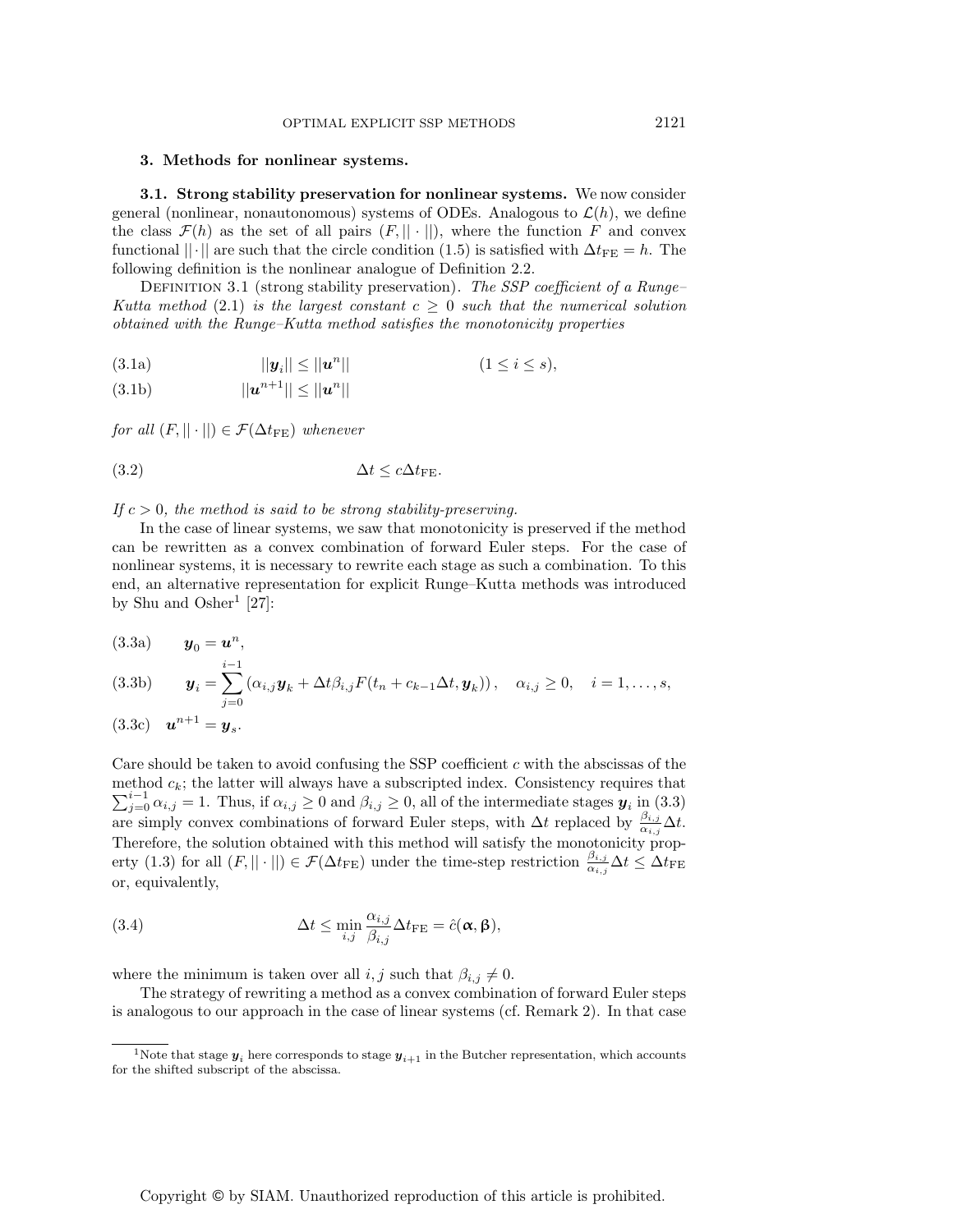## 3. Methods for nonlinear systems.

### 3.1. Strong stability preservation for nonlinear systems.

We now consider general (nonlinear, nonautonomous) systems of ODEs. Analogous to $\mathcal{L}(h)$, we define the class $\mathcal{F}(h)$ as the set of all pairs $(F, ||\cdot||)$, where the function $F$ and convex functional $||\cdot||$ are such that the circle condition (1.5) is satisfied with $\Delta t_{\mathrm{FE}} = h$. The following definition is the nonlinear analogue of Definition 2.2.

Definition 3.1 (strong stability preservation). *The SSP coefficient of a Runge–Kutta method (2.1) is the largest constant $c \geq 0$ such that the numerical solution obtained with the Runge–Kutta method satisfies the monotonicity properties*

$$||\boldsymbol{y}_i|| \leq ||\boldsymbol{u}^n|| \qquad (1 \leq i \leq s), \tag{3.1a}$$

$$||\boldsymbol{u}^{n+1}|| \leq ||\boldsymbol{u}^n|| \tag{3.1b}$$

*for all $(F, ||\cdot||) \in \mathcal{F}(\Delta t_{\mathrm{FE}})$ whenever*

$$\Delta t \leq c \Delta t_{\mathrm{FE}}. \tag{3.2}$$

*If $c > 0$, the method is said to be strong stability-preserving.*

In the case of linear systems, we saw that monotonicity is preserved if the method can be rewritten as a convex combination of forward Euler steps. For the case of nonlinear systems, it is necessary to rewrite each stage as such a combination. To this end, an alternative representation for explicit Runge–Kutta methods was introduced by Shu and Osher[1] [27]:

$$\boldsymbol{y}_0 = \boldsymbol{u}^n, \tag{3.3a}$$

$$\boldsymbol{y}_i = \sum_{j=0}^{i-1} \left(\alpha_{i,j} \boldsymbol{y}_k + \Delta t \beta_{i,j} F(t_n + c_{k-1}\Delta t, \boldsymbol{y}_k)\right), \quad \alpha_{i,j} \geq 0, \quad i = 1, \ldots, s, \tag{3.3b}$$

$$\boldsymbol{u}^{n+1} = \boldsymbol{y}_s. \tag{3.3c}$$

Care should be taken to avoid confusing the SSP coefficient $c$ with the abscissas of the method $c_k$; the latter will always have a subscripted index. Consistency requires that $\sum_{j=0}^{i-1} \alpha_{i,j} = 1$. Thus, if $\alpha_{i,j} \geq 0$ and $\beta_{i,j} \geq 0$, all of the intermediate stages $\boldsymbol{y}_i$ in (3.3) are simply convex combinations of forward Euler steps, with $\Delta t$ replaced by $\frac{\beta_{i,j}}{\alpha_{i,j}} \Delta t$. Therefore, the solution obtained with this method will satisfy the monotonicity property (1.3) for all $(F, ||\cdot||) \in \mathcal{F}(\Delta t_{\mathrm{FE}})$ under the time-step restriction $\frac{\beta_{i,j}}{\alpha_{i,j}} \Delta t \leq \Delta t_{\mathrm{FE}}$ or, equivalently,

$$\Delta t \leq \min_{i,j} \frac{\alpha_{i,j}}{\beta_{i,j}} \Delta t_{\mathrm{FE}} = \hat{c}(\boldsymbol{\alpha}, \boldsymbol{\beta}), \tag{3.4}$$

where the minimum is taken over all $i, j$ such that $\beta_{i,j} \neq 0$.

The strategy of rewriting a method as a convex combination of forward Euler steps is analogous to our approach in the case of linear systems (cf. Remark 2). In that case

[1] Note that stage $\boldsymbol{y}_i$ here corresponds to stage $\boldsymbol{y}_{i+1}$ in the Butcher representation, which accounts for the shifted subscript of the abscissa.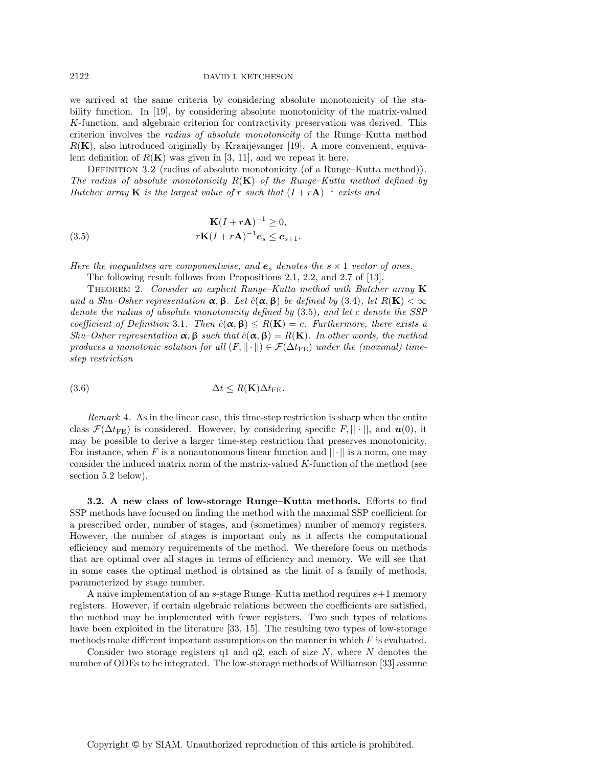we arrived at the same criteria by considering absolute monotonicity of the stability function. In [19], by considering absolute monotonicity of the matrix-valued $K$-function, and algebraic criterion for contractivity preservation was derived. This criterion involves the *radius of absolute monotonicity* of the Runge–Kutta method $R(\mathbf{K})$, also introduced originally by Kraaijevanger [19]. A more convenient, equivalent definition of $R(\mathbf{K})$ was given in [3, 11], and we repeat it here.

Definition 3.2 (radius of absolute monotonicity (of a Runge–Kutta method)). *The radius of absolute monotonicity $R(\mathbf{K})$ of the Runge–Kutta method defined by Butcher array $\mathbf{K}$ is the largest value of $r$ such that $(I + r\mathbf{A})^{-1}$ exists and*

$$
\begin{aligned}
\mathbf{K}(I + r\mathbf{A})^{-1} &\geq 0, \\
r\mathbf{K}(I + r\mathbf{A})^{-1}\boldsymbol{e}_s &\leq \boldsymbol{e}_{s+1}.
\end{aligned}
\tag{3.5}
$$

*Here the inequalities are componentwise, and $\boldsymbol{e}_s$ denotes the $s \times 1$ vector of ones.*

The following result follows from Propositions 2.1, 2.2, and 2.7 of [13].

Theorem 2. *Consider an explicit Runge–Kutta method with Butcher array $\mathbf{K}$ and a Shu–Osher representation $\boldsymbol{\alpha}, \boldsymbol{\beta}$. Let $\hat{c}(\boldsymbol{\alpha}, \boldsymbol{\beta})$ be defined by (3.4), let $R(\mathbf{K}) < \infty$ denote the radius of absolute monotonicity defined by (3.5), and let $c$ denote the SSP coefficient of Definition 3.1. Then $\hat{c}(\boldsymbol{\alpha}, \boldsymbol{\beta}) \leq R(\mathbf{K}) = c$. Furthermore, there exists a Shu–Osher representation $\boldsymbol{\alpha}, \boldsymbol{\beta}$ such that $\hat{c}(\boldsymbol{\alpha}, \boldsymbol{\beta}) = R(\mathbf{K})$. In other words, the method produces a monotonic solution for all $(F, ||\cdot||) \in \mathcal{F}(\Delta t_{\mathrm{FE}})$ under the (maximal) time-step restriction*

$$
\Delta t \leq R(\mathbf{K})\Delta t_{\mathrm{FE}}. \tag{3.6}
$$

*Remark* 4. As in the linear case, this time-step restriction is sharp when the entire class $\mathcal{F}(\Delta t_{\mathrm{FE}})$ is considered. However, by considering specific $F, ||\cdot||$, and $\boldsymbol{u}(0)$, it may be possible to derive a larger time-step restriction that preserves monotonicity. For instance, when $F$ is a nonautonomous linear function and $||\cdot||$ is a norm, one may consider the induced matrix norm of the matrix-valued $K$-function of the method (see section 5.2 below).

### 3.2. A new class of low-storage Runge–Kutta methods.

Efforts to find SSP methods have focused on finding the method with the maximal SSP coefficient for a prescribed order, number of stages, and (sometimes) number of memory registers. However, the number of stages is important only as it affects the computational efficiency and memory requirements of the method. We therefore focus on methods that are optimal over all stages in terms of efficiency and memory. We will see that in some cases the optimal method is obtained as the limit of a family of methods, parameterized by stage number.

A naive implementation of an $s$-stage Runge–Kutta method requires $s+1$ memory registers. However, if certain algebraic relations between the coefficients are satisfied, the method may be implemented with fewer registers. Two such types of relations have been exploited in the literature [33, 15]. The resulting two types of low-storage methods make different important assumptions on the manner in which $F$ is evaluated.

Consider two storage registers q1 and q2, each of size $N$, where $N$ denotes the number of ODEs to be integrated. The low-storage methods of Williamson [33] assume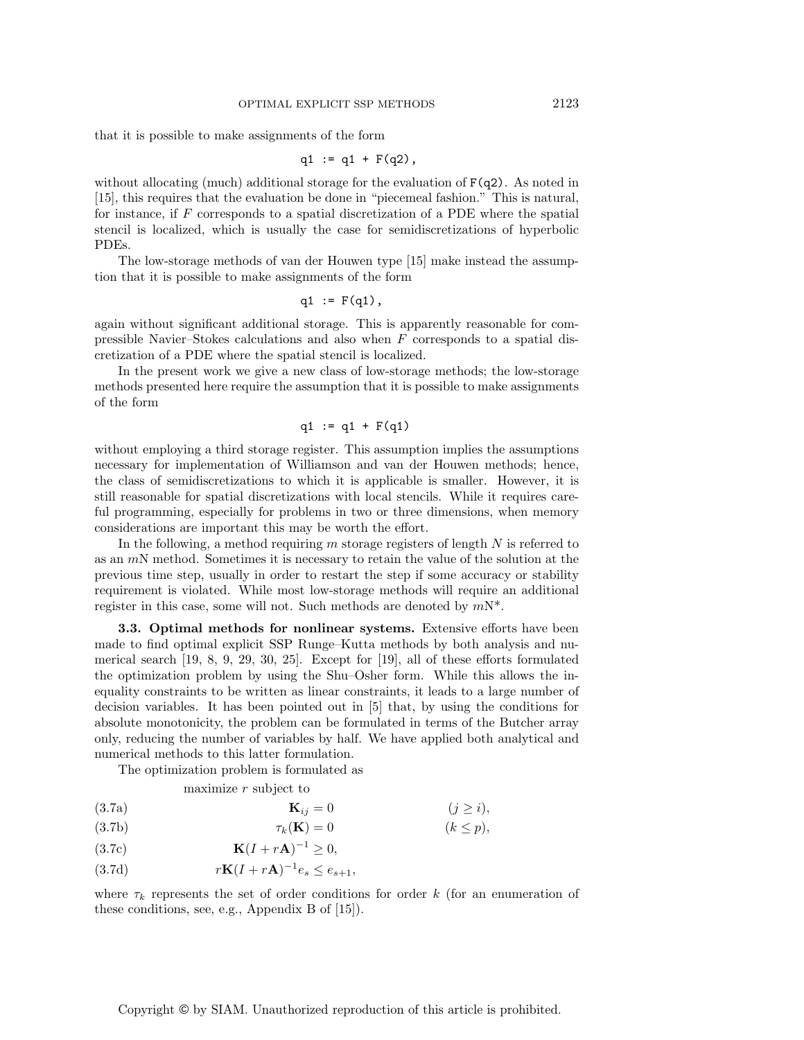that it is possible to make assignments of the form

```
q1 := q1 + F(q2),
```

without allocating (much) additional storage for the evaluation of `F(q2)`. As noted in [15], this requires that the evaluation be done in "piecemeal fashion." This is natural, for instance, if $F$ corresponds to a spatial discretization of a PDE where the spatial stencil is localized, which is usually the case for semidiscretizations of hyperbolic PDEs.

The low-storage methods of van der Houwen type [15] make instead the assumption that it is possible to make assignments of the form

```
q1 := F(q1),
```

again without significant additional storage. This is apparently reasonable for compressible Navier–Stokes calculations and also when $F$ corresponds to a spatial discretization of a PDE where the spatial stencil is localized.

In the present work we give a new class of low-storage methods; the low-storage methods presented here require the assumption that it is possible to make assignments of the form

```
q1 := q1 + F(q1)
```

without employing a third storage register. This assumption implies the assumptions necessary for implementation of Williamson and van der Houwen methods; hence, the class of semidiscretizations to which it is applicable is smaller. However, it is still reasonable for spatial discretizations with local stencils. While it requires careful programming, especially for problems in two or three dimensions, when memory considerations are important this may be worth the effort.

In the following, a method requiring $m$ storage registers of length $N$ is referred to as an $m$N method. Sometimes it is necessary to retain the value of the solution at the previous time step, usually in order to restart the step if some accuracy or stability requirement is violated. While most low-storage methods will require an additional register in this case, some will not. Such methods are denoted by $m$N*.

**3.3. Optimal methods for nonlinear systems.** Extensive efforts have been made to find optimal explicit SSP Runge–Kutta methods by both analysis and numerical search [19, 8, 9, 29, 30, 25]. Except for [19], all of these efforts formulated the optimization problem by using the Shu–Osher form. While this allows the inequality constraints to be written as linear constraints, it leads to a large number of decision variables. It has been pointed out in [5] that, by using the conditions for absolute monotonicity, the problem can be formulated in terms of the Butcher array only, reducing the number of variables by half. We have applied both analytical and numerical methods to this latter formulation.

The optimization problem is formulated as

maximize $r$ subject to

$$\mathbf{K}_{ij} = 0 \qquad (j \geq i), \tag{3.7a}$$

$$\tau_k(\mathbf{K}) = 0 \qquad (k \leq p), \tag{3.7b}$$

$$\mathbf{K}(I + r\mathbf{A})^{-1} \geq 0, \tag{3.7c}$$

$$r\mathbf{K}(I + r\mathbf{A})^{-1}e_s \leq e_{s+1}, \tag{3.7d}$$

where $\tau_k$ represents the set of order conditions for order $k$ (for an enumeration of these conditions, see, e.g., Appendix B of [15]).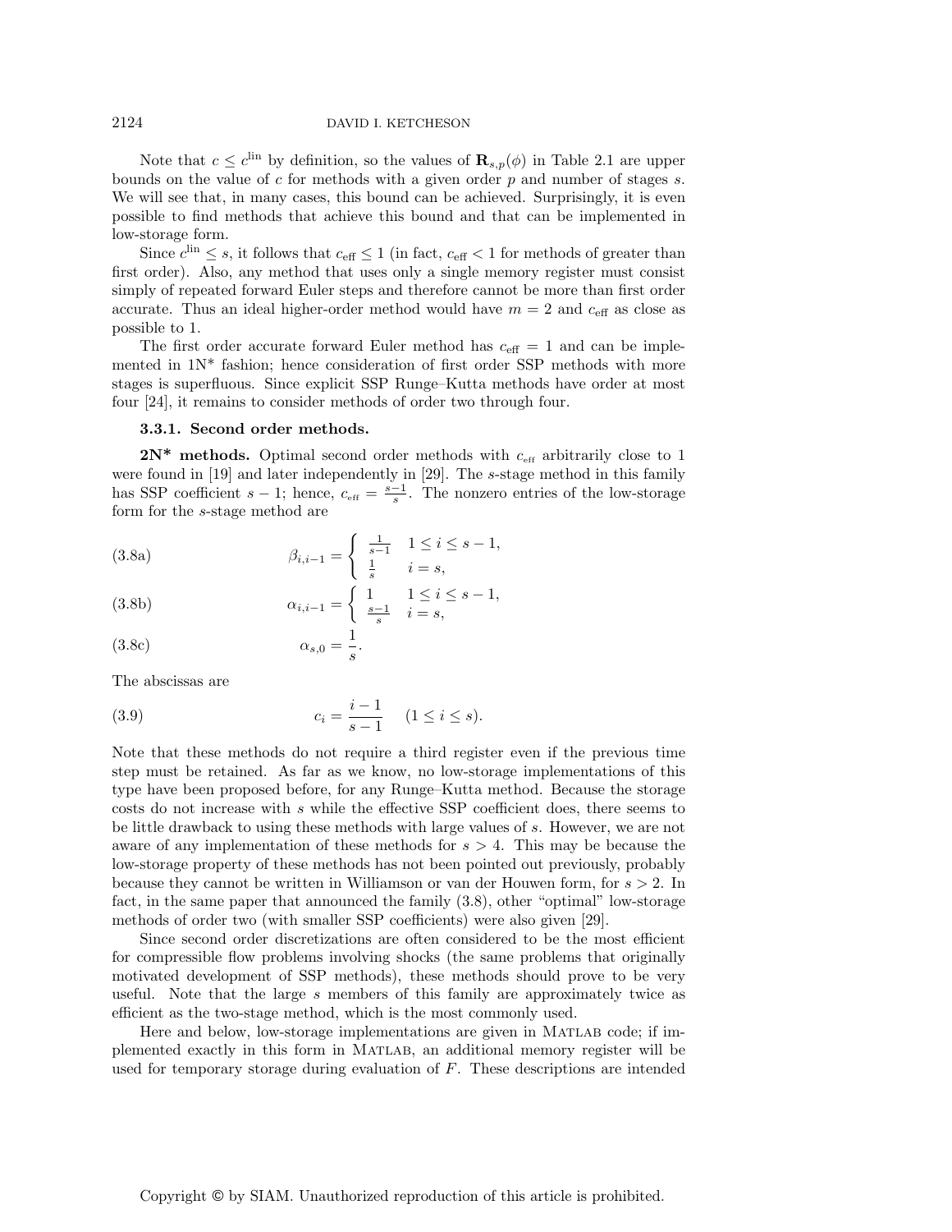Note that $c \leq c^{\text{lin}}$ by definition, so the values of $\mathbf{R}_{s,p}(\phi)$ in Table 2.1 are upper bounds on the value of $c$ for methods with a given order $p$ and number of stages $s$. We will see that, in many cases, this bound can be achieved. Surprisingly, it is even possible to find methods that achieve this bound and that can be implemented in low-storage form.

Since $c^{\text{lin}} \leq s$, it follows that $c_{\text{eff}} \leq 1$ (in fact, $c_{\text{eff}} < 1$ for methods of greater than first order). Also, any method that uses only a single memory register must consist simply of repeated forward Euler steps and therefore cannot be more than first order accurate. Thus an ideal higher-order method would have $m = 2$ and $c_{\text{eff}}$ as close as possible to 1.

The first order accurate forward Euler method has $c_{\text{eff}} = 1$ and can be implemented in 1N* fashion; hence consideration of first order SSP methods with more stages is superfluous. Since explicit SSP Runge–Kutta methods have order at most four [24], it remains to consider methods of order two through four.

### 3.3.1. Second order methods.

**2N* methods.** Optimal second order methods with $c_{\text{eff}}$ arbitrarily close to 1 were found in [19] and later independently in [29]. The $s$-stage method in this family has SSP coefficient $s - 1$; hence, $c_{\text{eff}} = \frac{s-1}{s}$. The nonzero entries of the low-storage form for the $s$-stage method are

$$\beta_{i,i-1} = \begin{cases} \frac{1}{s-1} & 1 \leq i \leq s-1, \\ \frac{1}{s} & i = s, \end{cases} \tag{3.8a}$$

$$\alpha_{i,i-1} = \begin{cases} 1 & 1 \leq i \leq s-1, \\ \frac{s-1}{s} & i = s, \end{cases} \tag{3.8b}$$

$$\alpha_{s,0} = \frac{1}{s}. \tag{3.8c}$$

The abscissas are

$$c_i = \frac{i-1}{s-1} \quad (1 \leq i \leq s). \tag{3.9}$$

Note that these methods do not require a third register even if the previous time step must be retained. As far as we know, no low-storage implementations of this type have been proposed before, for any Runge–Kutta method. Because the storage costs do not increase with $s$ while the effective SSP coefficient does, there seems to be little drawback to using these methods with large values of $s$. However, we are not aware of any implementation of these methods for $s > 4$. This may be because the low-storage property of these methods has not been pointed out previously, probably because they cannot be written in Williamson or van der Houwen form, for $s > 2$. In fact, in the same paper that announced the family (3.8), other "optimal" low-storage methods of order two (with smaller SSP coefficients) were also given [29].

Since second order discretizations are often considered to be the most efficient for compressible flow problems involving shocks (the same problems that originally motivated development of SSP methods), these methods should prove to be very useful. Note that the large $s$ members of this family are approximately twice as efficient as the two-stage method, which is the most commonly used.

Here and below, low-storage implementations are given in MATLAB code; if implemented exactly in this form in MATLAB, an additional memory register will be used for temporary storage during evaluation of $F$. These descriptions are intended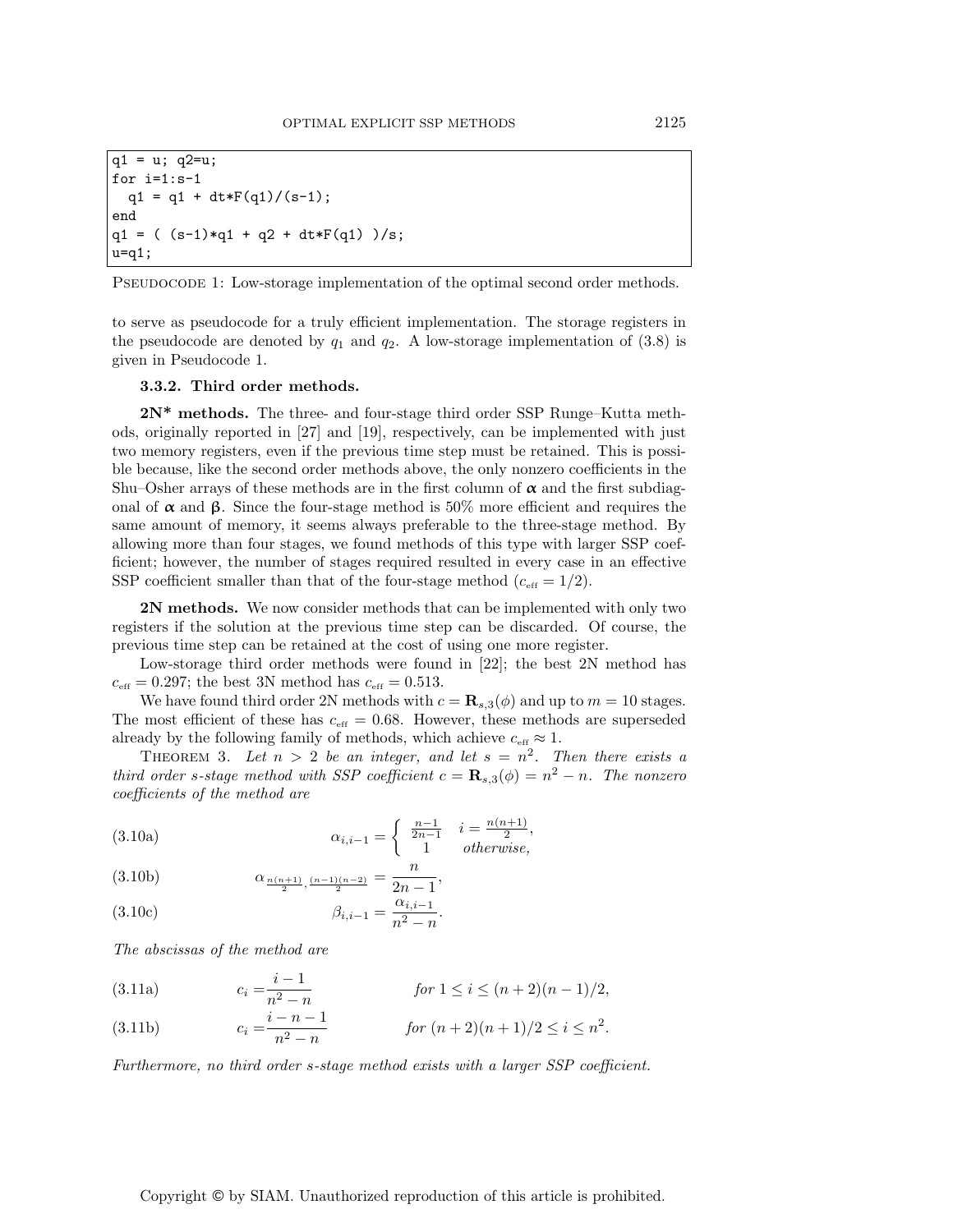```
q1 = u; q2=u;
for i=1:s-1
  q1 = q1 + dt*F(q1)/(s-1);
end
q1 = ( (s-1)*q1 + q2 + dt*F(q1) )/s;
u=q1;
```

PSEUDOCODE 1: Low-storage implementation of the optimal second order methods.

to serve as pseudocode for a truly efficient implementation. The storage registers in the pseudocode are denoted by $q_1$ and $q_2$. A low-storage implementation of (3.8) is given in Pseudocode 1.

#### 3.3.2. Third order methods.

**2N\* methods.** The three- and four-stage third order SSP Runge–Kutta methods, originally reported in [27] and [19], respectively, can be implemented with just two memory registers, even if the previous time step must be retained. This is possible because, like the second order methods above, the only nonzero coefficients in the Shu–Osher arrays of these methods are in the first column of $\boldsymbol{\alpha}$ and the first subdiagonal of $\boldsymbol{\alpha}$ and $\boldsymbol{\beta}$. Since the four-stage method is 50% more efficient and requires the same amount of memory, it seems always preferable to the three-stage method. By allowing more than four stages, we found methods of this type with larger SSP coefficient; however, the number of stages required resulted in every case in an effective SSP coefficient smaller than that of the four-stage method ($c_{\text{eff}} = 1/2$).

**2N methods.** We now consider methods that can be implemented with only two registers if the solution at the previous time step can be discarded. Of course, the previous time step can be retained at the cost of using one more register.

Low-storage third order methods were found in [22]; the best 2N method has $c_{\text{eff}} = 0.297$; the best 3N method has $c_{\text{eff}} = 0.513$.

We have found third order 2N methods with $c = \mathbf{R}_{s,3}(\phi)$ and up to $m = 10$ stages. The most efficient of these has $c_{\text{eff}} = 0.68$. However, these methods are superseded already by the following family of methods, which achieve $c_{\text{eff}} \approx 1$.

THEOREM 3. *Let $n > 2$ be an integer, and let $s = n^2$. Then there exists a third order $s$-stage method with SSP coefficient $c = \mathbf{R}_{s,3}(\phi) = n^2 - n$. The nonzero coefficients of the method are*

$$\alpha_{i,i-1} = \begin{cases} \frac{n-1}{2n-1} & i = \frac{n(n+1)}{2}, \\ 1 & \textit{otherwise}, \end{cases} \tag{3.10a}$$

$$\alpha_{\frac{n(n+1)}{2}, \frac{(n-1)(n-2)}{2}} = \frac{n}{2n-1}, \tag{3.10b}$$

$$\beta_{i,i-1} = \frac{\alpha_{i,i-1}}{n^2 - n}. \tag{3.10c}$$

*The abscissas of the method are*

$$c_i = \frac{i-1}{n^2-n} \qquad \textit{for } 1 \le i \le (n+2)(n-1)/2, \tag{3.11a}$$

$$c_i = \frac{i-n-1}{n^2-n} \qquad \textit{for } (n+2)(n+1)/2 \le i \le n^2. \tag{3.11b}$$

*Furthermore, no third order $s$-stage method exists with a larger SSP coefficient.*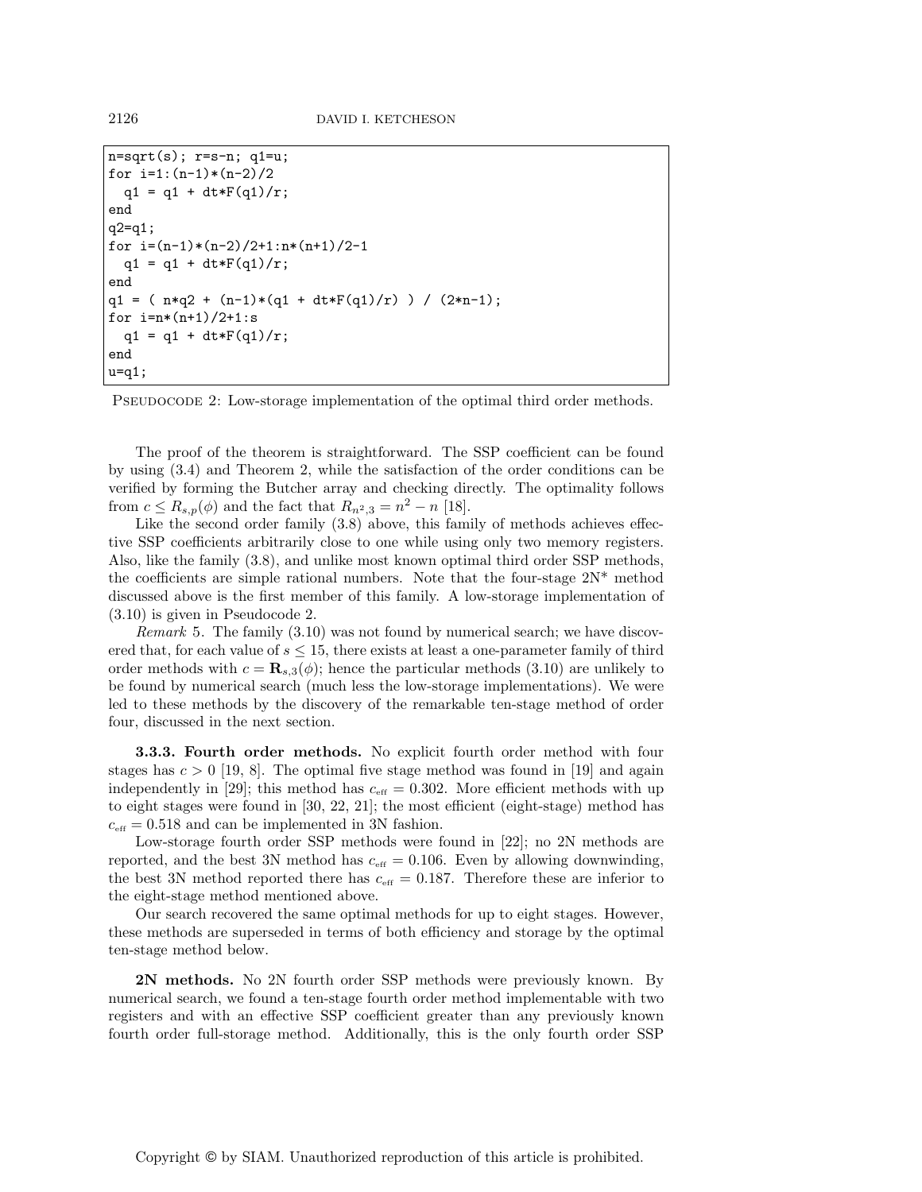```
n=sqrt(s); r=s-n; q1=u;
for i=1:(n-1)*(n-2)/2
  q1 = q1 + dt*F(q1)/r;
end
q2=q1;
for i=(n-1)*(n-2)/2+1:n*(n+1)/2-1
  q1 = q1 + dt*F(q1)/r;
end
q1 = ( n*q2 + (n-1)*(q1 + dt*F(q1)/r) ) / (2*n-1);
for i=n*(n+1)/2+1:s
  q1 = q1 + dt*F(q1)/r;
end
u=q1;
```

Pseudocode 2: Low-storage implementation of the optimal third order methods.

The proof of the theorem is straightforward. The SSP coefficient can be found by using (3.4) and Theorem 2, while the satisfaction of the order conditions can be verified by forming the Butcher array and checking directly. The optimality follows from $c \leq R_{s,p}(\phi)$ and the fact that $R_{n^2,3} = n^2 - n$ [18].

Like the second order family (3.8) above, this family of methods achieves effective SSP coefficients arbitrarily close to one while using only two memory registers. Also, like the family (3.8), and unlike most known optimal third order SSP methods, the coefficients are simple rational numbers. Note that the four-stage 2N* method discussed above is the first member of this family. A low-storage implementation of (3.10) is given in Pseudocode 2.

*Remark* 5. The family (3.10) was not found by numerical search; we have discovered that, for each value of $s \leq 15$, there exists at least a one-parameter family of third order methods with $c = \mathbf{R}_{s,3}(\phi)$; hence the particular methods (3.10) are unlikely to be found by numerical search (much less the low-storage implementations). We were led to these methods by the discovery of the remarkable ten-stage method of order four, discussed in the next section.

#### 3.3.3. Fourth order methods.

No explicit fourth order method with four stages has $c > 0$ [19, 8]. The optimal five stage method was found in [19] and again independently in [29]; this method has $c_{\text{eff}} = 0.302$. More efficient methods with up to eight stages were found in [30, 22, 21]; the most efficient (eight-stage) method has $c_{\text{eff}} = 0.518$ and can be implemented in 3N fashion.

Low-storage fourth order SSP methods were found in [22]; no 2N methods are reported, and the best 3N method has $c_{\text{eff}} = 0.106$. Even by allowing downwinding, the best 3N method reported there has $c_{\text{eff}} = 0.187$. Therefore these are inferior to the eight-stage method mentioned above.

Our search recovered the same optimal methods for up to eight stages. However, these methods are superseded in terms of both efficiency and storage by the optimal ten-stage method below.

**2N methods.** No 2N fourth order SSP methods were previously known. By numerical search, we found a ten-stage fourth order method implementable with two registers and with an effective SSP coefficient greater than any previously known fourth order full-storage method. Additionally, this is the only fourth order SSP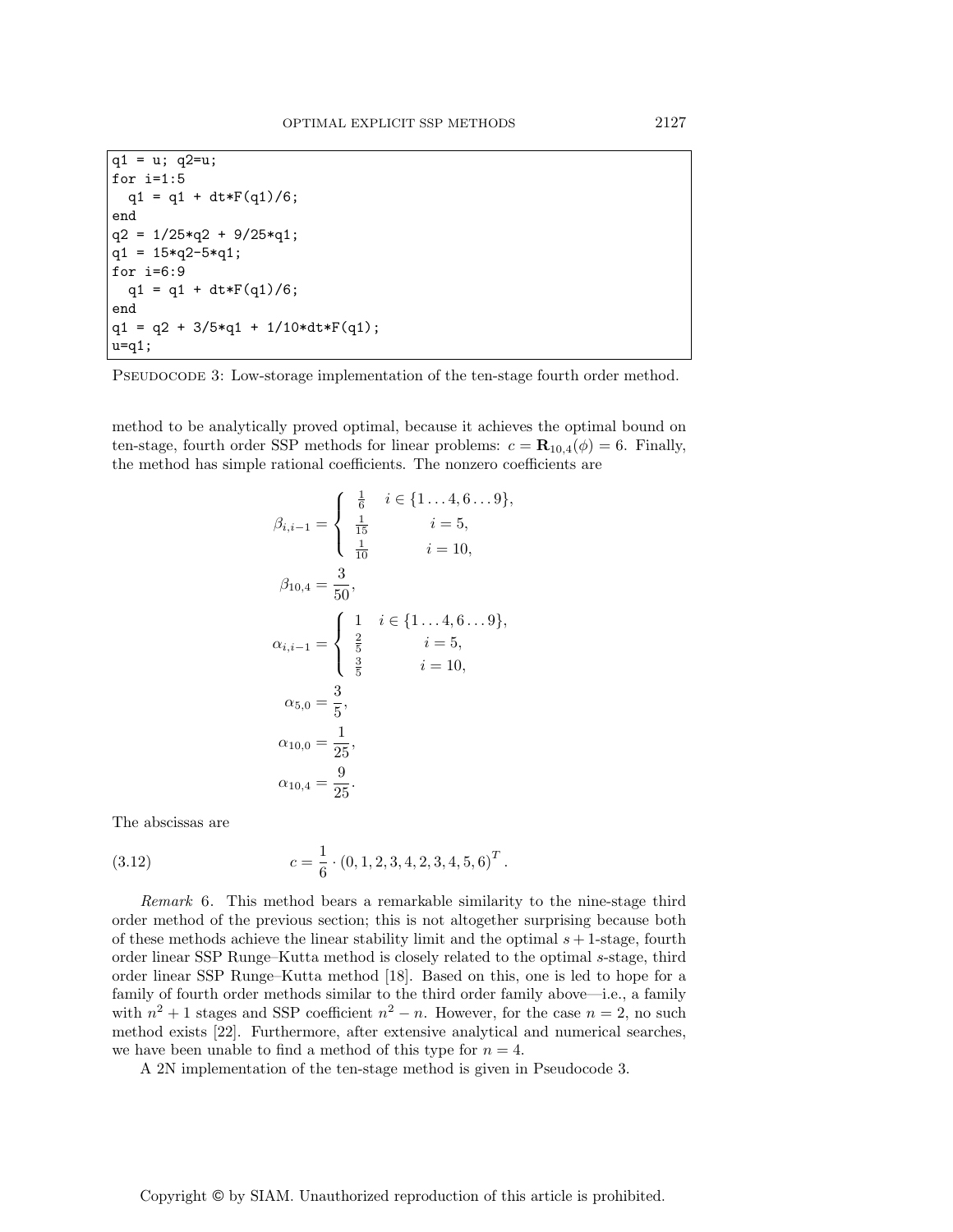```
q1 = u; q2=u;
for i=1:5
  q1 = q1 + dt*F(q1)/6;
end
q2 = 1/25*q2 + 9/25*q1;
q1 = 15*q2-5*q1;
for i=6:9
  q1 = q1 + dt*F(q1)/6;
end
q1 = q2 + 3/5*q1 + 1/10*dt*F(q1);
u=q1;
```

PSEUDOCODE 3: Low-storage implementation of the ten-stage fourth order method.

method to be analytically proved optimal, because it achieves the optimal bound on ten-stage, fourth order SSP methods for linear problems: $c = \mathbf{R}_{10,4}(\phi) = 6$. Finally, the method has simple rational coefficients. The nonzero coefficients are

$$\beta_{i,i-1} = \begin{cases} \frac{1}{6} & i \in \{1\ldots 4, 6\ldots 9\}, \\ \frac{1}{15} & i = 5, \\ \frac{1}{10} & i = 10, \end{cases}$$

$$\beta_{10,4} = \frac{3}{50},$$

$$\alpha_{i,i-1} = \begin{cases} 1 & i \in \{1\ldots 4, 6\ldots 9\}, \\ \frac{2}{5} & i = 5, \\ \frac{3}{5} & i = 10, \end{cases}$$

$$\alpha_{5,0} = \frac{3}{5},$$

$$\alpha_{10,0} = \frac{1}{25},$$

$$\alpha_{10,4} = \frac{9}{25}.$$

The abscissas are

$$c = \frac{1}{6} \cdot (0, 1, 2, 3, 4, 2, 3, 4, 5, 6)^T. \tag{3.12}$$

*Remark* 6. This method bears a remarkable similarity to the nine-stage third order method of the previous section; this is not altogether surprising because both of these methods achieve the linear stability limit and the optimal $s+1$-stage, fourth order linear SSP Runge–Kutta method is closely related to the optimal $s$-stage, third order linear SSP Runge–Kutta method [18]. Based on this, one is led to hope for a family of fourth order methods similar to the third order family above—i.e., a family with $n^2+1$ stages and SSP coefficient $n^2-n$. However, for the case $n=2$, no such method exists [22]. Furthermore, after extensive analytical and numerical searches, we have been unable to find a method of this type for $n=4$.

A 2N implementation of the ten-stage method is given in Pseudocode 3.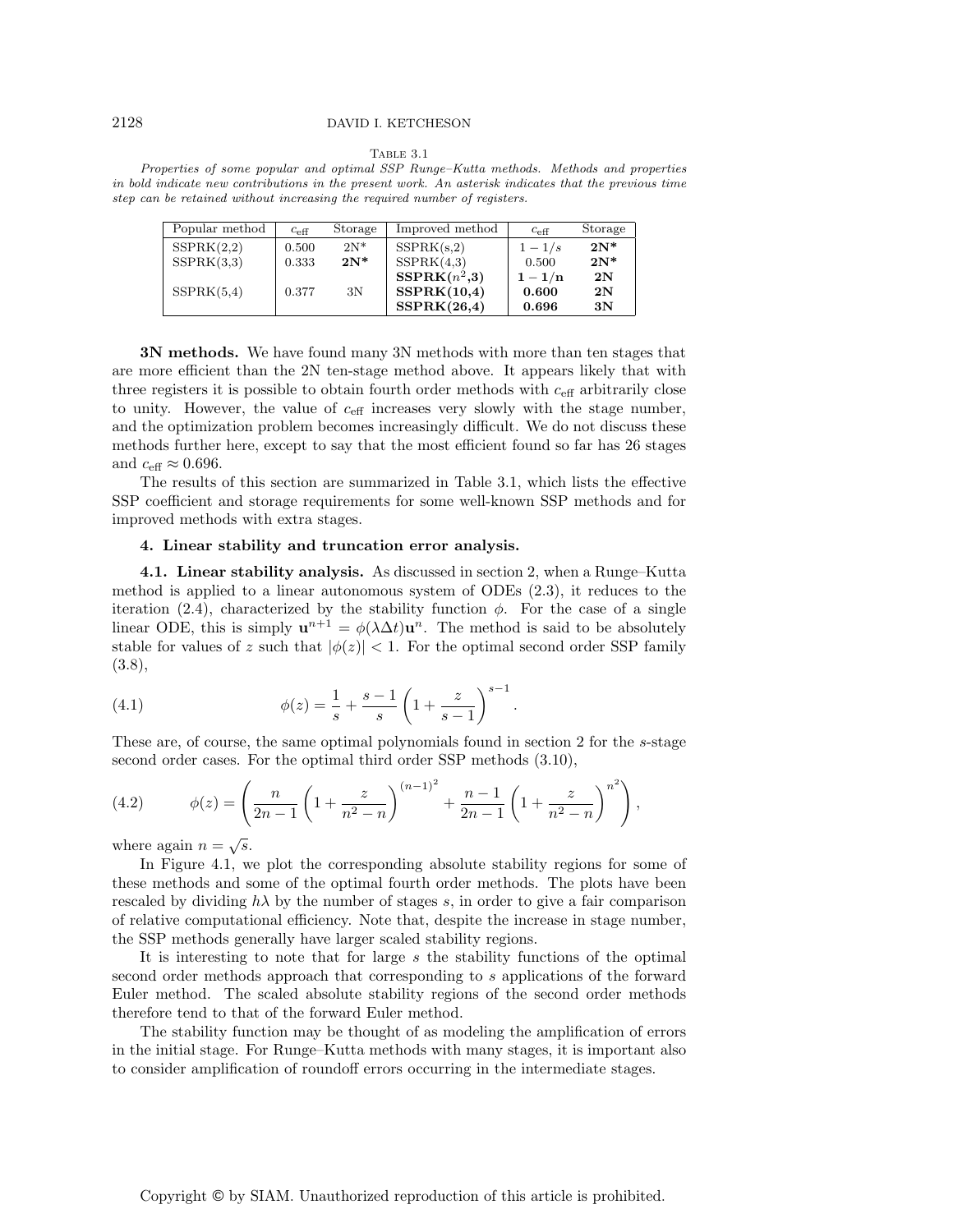Table 3.1

*Properties of some popular and optimal SSP Runge–Kutta methods. Methods and properties in bold indicate new contributions in the present work. An asterisk indicates that the previous time step can be retained without increasing the required number of registers.*

| Popular method | $c_{\text{eff}}$ | Storage | Improved method | $c_{\text{eff}}$ | Storage |
|---|---|---|---|---|---|
| SSPRK(2,2) | 0.500 | 2N* | SSPRK(s,2) | $1-1/s$ | **2N*** |
| SSPRK(3,3) | 0.333 | **2N*** | SSPRK(4,3) | 0.500 | **2N*** |
| | | | **SSPRK($n^2$,3)** | $\mathbf{1-1/n}$ | **2N** |
| SSPRK(5,4) | 0.377 | 3N | **SSPRK(10,4)** | **0.600** | **2N** |
| | | | **SSPRK(26,4)** | **0.696** | **3N** |

**3N methods.** We have found many 3N methods with more than ten stages that are more efficient than the 2N ten-stage method above. It appears likely that with three registers it is possible to obtain fourth order methods with $c_{\text{eff}}$ arbitrarily close to unity. However, the value of $c_{\text{eff}}$ increases very slowly with the stage number, and the optimization problem becomes increasingly difficult. We do not discuss these methods further here, except to say that the most efficient found so far has 26 stages and $c_{\text{eff}} \approx 0.696$.

The results of this section are summarized in Table 3.1, which lists the effective SSP coefficient and storage requirements for some well-known SSP methods and for improved methods with extra stages.

## 4. Linear stability and truncation error analysis.

**4.1. Linear stability analysis.** As discussed in section 2, when a Runge–Kutta method is applied to a linear autonomous system of ODEs (2.3), it reduces to the iteration (2.4), characterized by the stability function $\phi$. For the case of a single linear ODE, this is simply $\mathbf{u}^{n+1} = \phi(\lambda\Delta t)\mathbf{u}^n$. The method is said to be absolutely stable for values of $z$ such that $|\phi(z)| < 1$. For the optimal second order SSP family (3.8),

$$\phi(z) = \frac{1}{s} + \frac{s-1}{s}\left(1 + \frac{z}{s-1}\right)^{s-1}. \tag{4.1}$$

These are, of course, the same optimal polynomials found in section 2 for the $s$-stage second order cases. For the optimal third order SSP methods (3.10),

$$\phi(z) = \left(\frac{n}{2n-1}\left(1 + \frac{z}{n^2-n}\right)^{(n-1)^2} + \frac{n-1}{2n-1}\left(1 + \frac{z}{n^2-n}\right)^{n^2}\right), \tag{4.2}$$

where again $n = \sqrt{s}$.

In Figure 4.1, we plot the corresponding absolute stability regions for some of these methods and some of the optimal fourth order methods. The plots have been rescaled by dividing $h\lambda$ by the number of stages $s$, in order to give a fair comparison of relative computational efficiency. Note that, despite the increase in stage number, the SSP methods generally have larger scaled stability regions.

It is interesting to note that for large $s$ the stability functions of the optimal second order methods approach that corresponding to $s$ applications of the forward Euler method. The scaled absolute stability regions of the second order methods therefore tend to that of the forward Euler method.

The stability function may be thought of as modeling the amplification of errors in the initial stage. For Runge–Kutta methods with many stages, it is important also to consider amplification of roundoff errors occurring in the intermediate stages.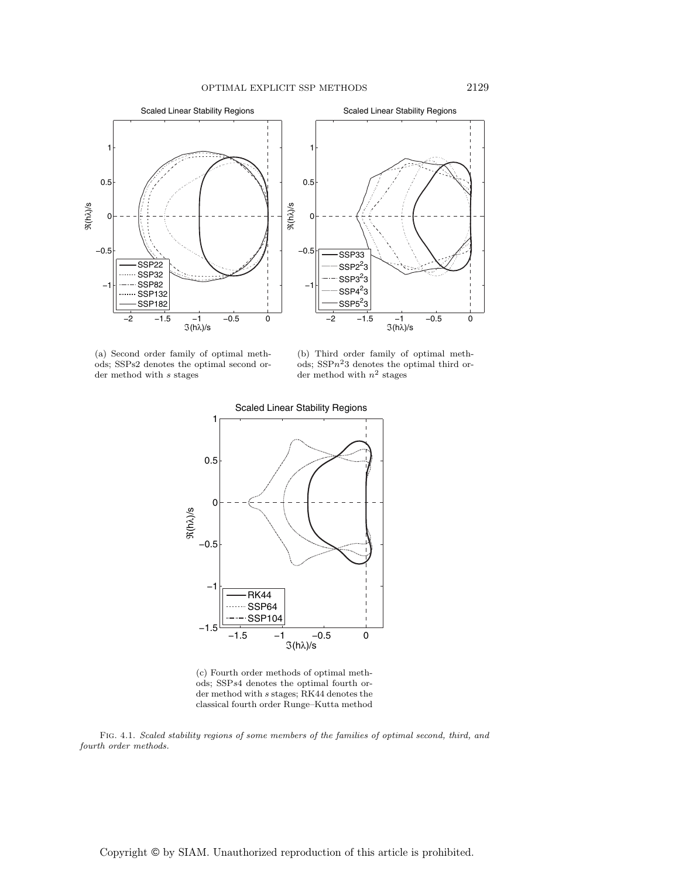(a) Second order family of optimal methods; SSP$s$2 denotes the optimal second order method with $s$ stages

(b) Third order family of optimal methods; SSP$n^2$3 denotes the optimal third order method with $n^2$ stages

(c) Fourth order methods of optimal methods; SSP$s$4 denotes the optimal fourth order method with $s$ stages; RK44 denotes the classical fourth order Runge–Kutta method

Fig. 4.1. *Scaled stability regions of some members of the families of optimal second, third, and fourth order methods.*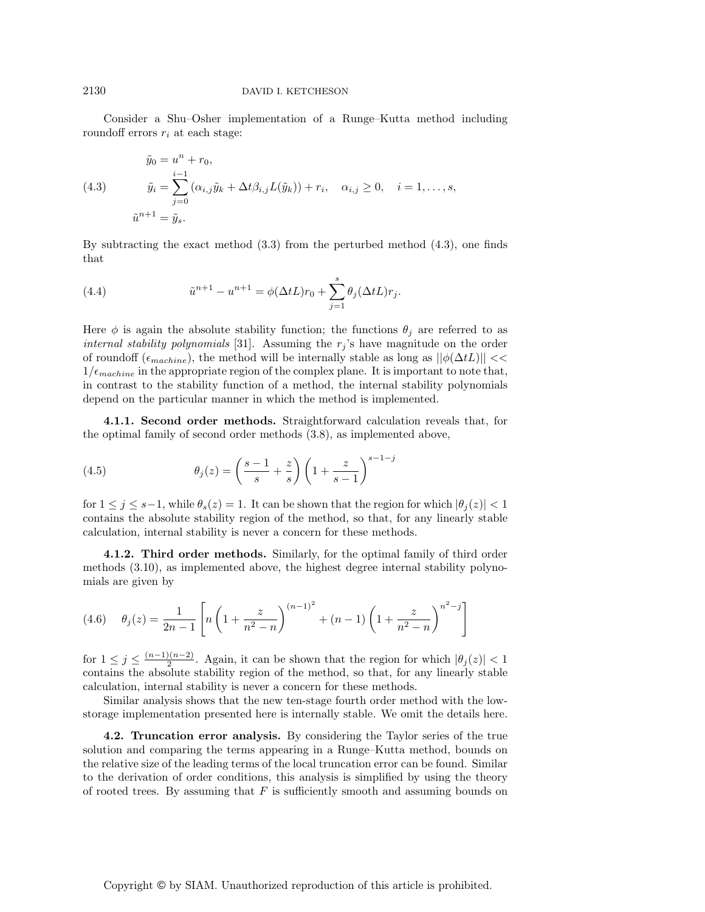Consider a Shu–Osher implementation of a Runge–Kutta method including roundoff errors $r_i$ at each stage:

$$
\begin{aligned}
\tilde{y}_0 &= u^n + r_0, \\
\tilde{y}_i &= \sum_{j=0}^{i-1} \left(\alpha_{i,j}\tilde{y}_k + \Delta t \beta_{i,j} L(\tilde{y}_k)\right) + r_i, \quad \alpha_{i,j} \geq 0, \quad i = 1, \ldots, s, \\
\tilde{u}^{n+1} &= \tilde{y}_s.
\end{aligned} \tag{4.3}
$$

By subtracting the exact method (3.3) from the perturbed method (4.3), one finds that

$$
\tilde{u}^{n+1} - u^{n+1} = \phi(\Delta t L) r_0 + \sum_{j=1}^{s} \theta_j(\Delta t L) r_j. \tag{4.4}
$$

Here $\phi$ is again the absolute stability function; the functions $\theta_j$ are referred to as *internal stability polynomials* [31]. Assuming the $r_j$'s have magnitude on the order of roundoff ($\epsilon_{machine}$), the method will be internally stable as long as $||\phi(\Delta t L)|| << 1/\epsilon_{machine}$ in the appropriate region of the complex plane. It is important to note that, in contrast to the stability function of a method, the internal stability polynomials depend on the particular manner in which the method is implemented.

**4.1.1. Second order methods.** Straightforward calculation reveals that, for the optimal family of second order methods (3.8), as implemented above,

$$
\theta_j(z) = \left(\frac{s-1}{s} + \frac{z}{s}\right)\left(1 + \frac{z}{s-1}\right)^{s-1-j} \tag{4.5}
$$

for $1 \leq j \leq s-1$, while $\theta_s(z) = 1$. It can be shown that the region for which $|\theta_j(z)| < 1$ contains the absolute stability region of the method, so that, for any linearly stable calculation, internal stability is never a concern for these methods.

**4.1.2. Third order methods.** Similarly, for the optimal family of third order methods (3.10), as implemented above, the highest degree internal stability polynomials are given by

$$
\theta_j(z) = \frac{1}{2n-1}\left[n\left(1 + \frac{z}{n^2-n}\right)^{(n-1)^2} + (n-1)\left(1 + \frac{z}{n^2-n}\right)^{n^2-j}\right] \tag{4.6}
$$

for $1 \leq j \leq \frac{(n-1)(n-2)}{2}$. Again, it can be shown that the region for which $|\theta_j(z)| < 1$ contains the absolute stability region of the method, so that, for any linearly stable calculation, internal stability is never a concern for these methods.

Similar analysis shows that the new ten-stage fourth order method with the low-storage implementation presented here is internally stable. We omit the details here.

**4.2. Truncation error analysis.** By considering the Taylor series of the true solution and comparing the terms appearing in a Runge–Kutta method, bounds on the relative size of the leading terms of the local truncation error can be found. Similar to the derivation of order conditions, this analysis is simplified by using the theory of rooted trees. By assuming that $F$ is sufficiently smooth and assuming bounds on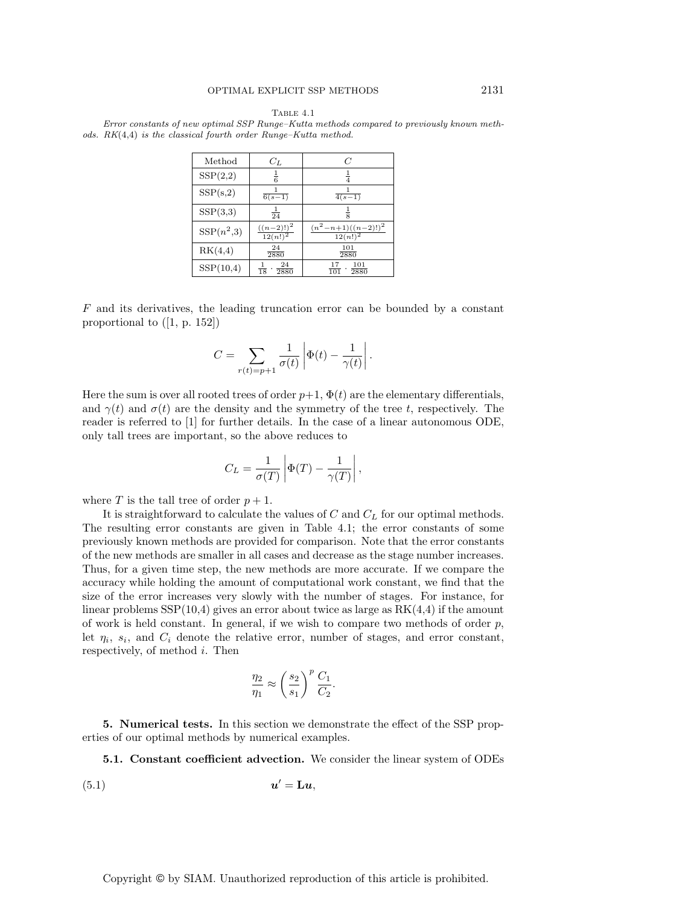Table 4.1

*Error constants of new optimal SSP Runge–Kutta methods compared to previously known methods. RK(4,4) is the classical fourth order Runge–Kutta method.*

| Method | $C_L$ | $C$ |
|---|---|---|
| SSP(2,2) | $\frac{1}{6}$ | $\frac{1}{4}$ |
| SSP(s,2) | $\frac{1}{6(s-1)}$ | $\frac{1}{4(s-1)}$ |
| SSP(3,3) | $\frac{1}{24}$ | $\frac{1}{8}$ |
| SSP($n^2$,3) | $\frac{((n-2)!)^2}{12(n!)^2}$ | $\frac{(n^2-n+1)((n-2)!)^2}{12(n!)^2}$ |
| RK(4,4) | $\frac{24}{2880}$ | $\frac{101}{2880}$ |
| SSP(10,4) | $\frac{1}{18}\cdot\frac{24}{2880}$ | $\frac{17}{101}\cdot\frac{101}{2880}$ |

$F$ and its derivatives, the leading truncation error can be bounded by a constant proportional to ([1, p. 152])

$$C = \sum_{r(t)=p+1} \frac{1}{\sigma(t)} \left| \Phi(t) - \frac{1}{\gamma(t)} \right|.$$

Here the sum is over all rooted trees of order $p+1$, $\Phi(t)$ are the elementary differentials, and $\gamma(t)$ and $\sigma(t)$ are the density and the symmetry of the tree $t$, respectively. The reader is referred to [1] for further details. In the case of a linear autonomous ODE, only tall trees are important, so the above reduces to

$$C_L = \frac{1}{\sigma(T)} \left| \Phi(T) - \frac{1}{\gamma(T)} \right|,$$

where $T$ is the tall tree of order $p+1$.

It is straightforward to calculate the values of $C$ and $C_L$ for our optimal methods. The resulting error constants are given in Table 4.1; the error constants of some previously known methods are provided for comparison. Note that the error constants of the new methods are smaller in all cases and decrease as the stage number increases. Thus, for a given time step, the new methods are more accurate. If we compare the accuracy while holding the amount of computational work constant, we find that the size of the error increases very slowly with the number of stages. For instance, for linear problems SSP(10,4) gives an error about twice as large as RK(4,4) if the amount of work is held constant. In general, if we wish to compare two methods of order $p$, let $\eta_i$, $s_i$, and $C_i$ denote the relative error, number of stages, and error constant, respectively, of method $i$. Then

$$\frac{\eta_2}{\eta_1} \approx \left(\frac{s_2}{s_1}\right)^p \frac{C_1}{C_2}.$$

## 5. Numerical tests.

In this section we demonstrate the effect of the SSP properties of our optimal methods by numerical examples.

### 5.1. Constant coefficient advection.

We consider the linear system of ODEs

$$\boldsymbol{u}' = \mathbf{L}\boldsymbol{u}, \tag{5.1}$$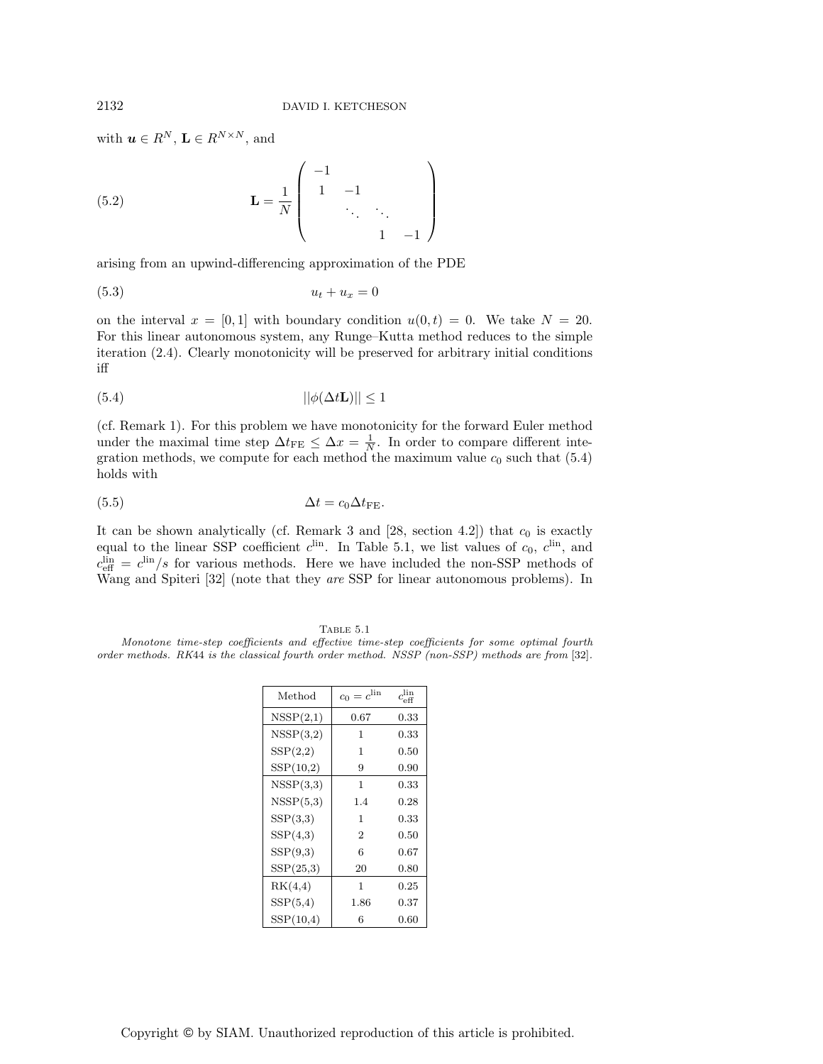with $\boldsymbol{u} \in R^N$, $\mathbf{L} \in R^{N \times N}$, and

$$\mathbf{L} = \frac{1}{N} \begin{pmatrix} -1 & & & \\ 1 & -1 & & \\ & \ddots & \ddots & \\ & & 1 & -1 \end{pmatrix} \tag{5.2}$$

arising from an upwind-differencing approximation of the PDE

$$u_t + u_x = 0 \tag{5.3}$$

on the interval $x = [0, 1]$ with boundary condition $u(0, t) = 0$. We take $N = 20$. For this linear autonomous system, any Runge–Kutta method reduces to the simple iteration (2.4). Clearly monotonicity will be preserved for arbitrary initial conditions iff

$$||\phi(\Delta t \mathbf{L})|| \leq 1 \tag{5.4}$$

(cf. Remark 1). For this problem we have monotonicity for the forward Euler method under the maximal time step $\Delta t_{\text{FE}} \leq \Delta x = \frac{1}{N}$. In order to compare different integration methods, we compute for each method the maximum value $c_0$ such that (5.4) holds with

$$\Delta t = c_0 \Delta t_{\text{FE}}. \tag{5.5}$$

It can be shown analytically (cf. Remark 3 and [28, section 4.2]) that $c_0$ is exactly equal to the linear SSP coefficient $c^{\text{lin}}$. In Table 5.1, we list values of $c_0$, $c^{\text{lin}}$, and $c^{\text{lin}}_{\text{eff}} = c^{\text{lin}}/s$ for various methods. Here we have included the non-SSP methods of Wang and Spiteri [32] (note that they *are* SSP for linear autonomous problems). In

Table 5.1
*Monotone time-step coefficients and effective time-step coefficients for some optimal fourth order methods. RK44 is the classical fourth order method. NSSP (non-SSP) methods are from* [32].

| Method | $c_0 = c^{\text{lin}}$ | $c^{\text{lin}}_{\text{eff}}$ |
|---|---|---|
| NSSP(2,1) | 0.67 | 0.33 |
| NSSP(3,2) | 1 | 0.33 |
| SSP(2,2) | 1 | 0.50 |
| SSP(10,2) | 9 | 0.90 |
| NSSP(3,3) | 1 | 0.33 |
| NSSP(5,3) | 1.4 | 0.28 |
| SSP(3,3) | 1 | 0.33 |
| SSP(4,3) | 2 | 0.50 |
| SSP(9,3) | 6 | 0.67 |
| SSP(25,3) | 20 | 0.80 |
| RK(4,4) | 1 | 0.25 |
| SSP(5,4) | 1.86 | 0.37 |
| SSP(10,4) | 6 | 0.60 |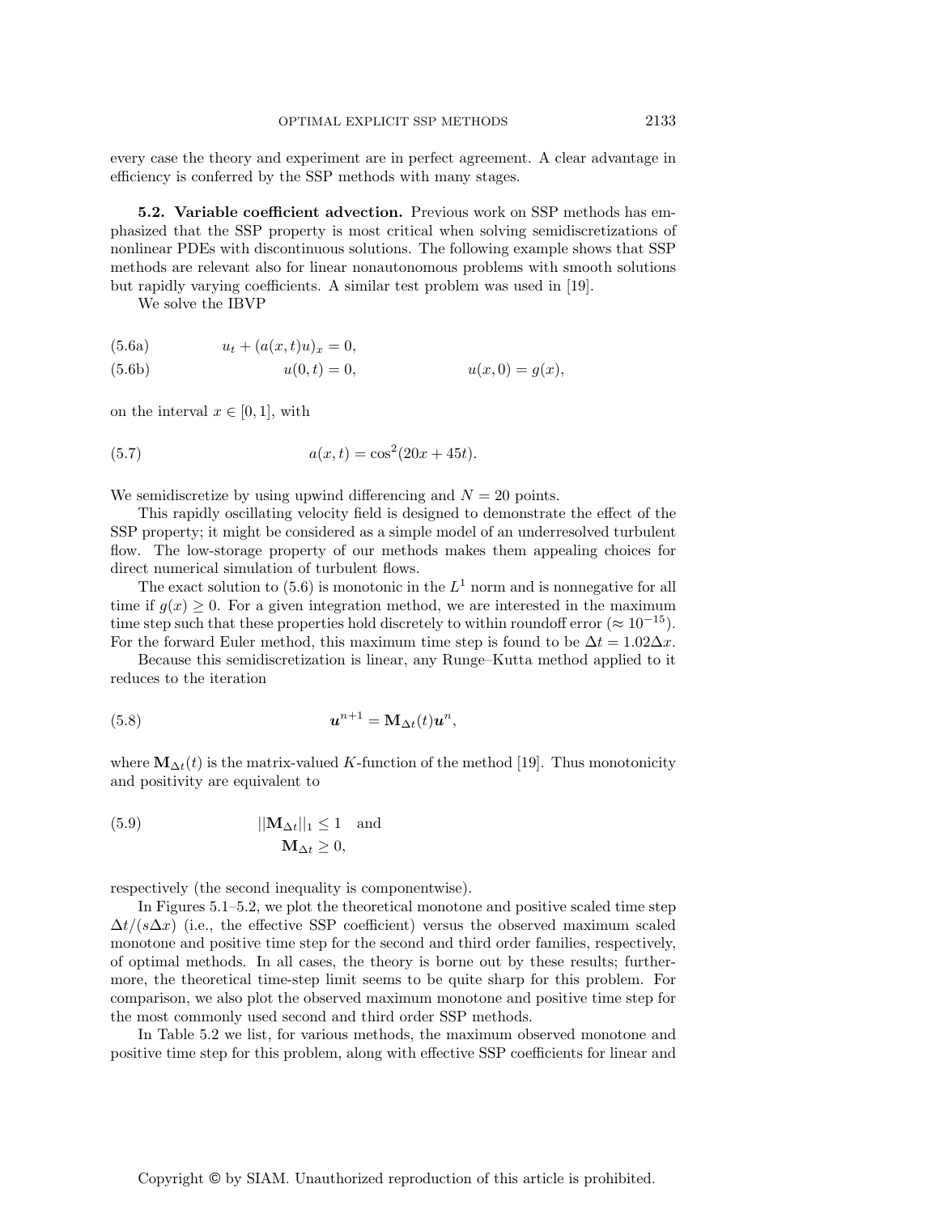every case the theory and experiment are in perfect agreement. A clear advantage in efficiency is conferred by the SSP methods with many stages.

**5.2. Variable coefficient advection.** Previous work on SSP methods has emphasized that the SSP property is most critical when solving semidiscretizations of nonlinear PDEs with discontinuous solutions. The following example shows that SSP methods are relevant also for linear nonautonomous problems with smooth solutions but rapidly varying coefficients. A similar test problem was used in [19].

We solve the IBVP

$$u_t + (a(x,t)u)_x = 0, \tag{5.6a}$$

$$u(0,t) = 0, \qquad\qquad u(x,0) = g(x), \tag{5.6b}$$

on the interval $x \in [0, 1]$, with

$$a(x,t) = \cos^2(20x + 45t). \tag{5.7}$$

We semidiscretize by using upwind differencing and $N = 20$ points.

This rapidly oscillating velocity field is designed to demonstrate the effect of the SSP property; it might be considered as a simple model of an underresolved turbulent flow. The low-storage property of our methods makes them appealing choices for direct numerical simulation of turbulent flows.

The exact solution to (5.6) is monotonic in the $L^1$ norm and is nonnegative for all time if $g(x) \geq 0$. For a given integration method, we are interested in the maximum time step such that these properties hold discretely to within roundoff error ($\approx 10^{-15}$). For the forward Euler method, this maximum time step is found to be $\Delta t = 1.02\Delta x$.

Because this semidiscretization is linear, any Runge–Kutta method applied to it reduces to the iteration

$$\boldsymbol{u}^{n+1} = \mathbf{M}_{\Delta t}(t)\boldsymbol{u}^n, \tag{5.8}$$

where $\mathbf{M}_{\Delta t}(t)$ is the matrix-valued $K$-function of the method [19]. Thus monotonicity and positivity are equivalent to

$$||\mathbf{M}_{\Delta t}||_1 \leq 1 \quad \text{and} \quad \mathbf{M}_{\Delta t} \geq 0, \tag{5.9}$$

respectively (the second inequality is componentwise).

In Figures 5.1–5.2, we plot the theoretical monotone and positive scaled time step $\Delta t/(s\Delta x)$ (i.e., the effective SSP coefficient) versus the observed maximum scaled monotone and positive time step for the second and third order families, respectively, of optimal methods. In all cases, the theory is borne out by these results; furthermore, the theoretical time-step limit seems to be quite sharp for this problem. For comparison, we also plot the observed maximum monotone and positive time step for the most commonly used second and third order SSP methods.

In Table 5.2 we list, for various methods, the maximum observed monotone and positive time step for this problem, along with effective SSP coefficients for linear and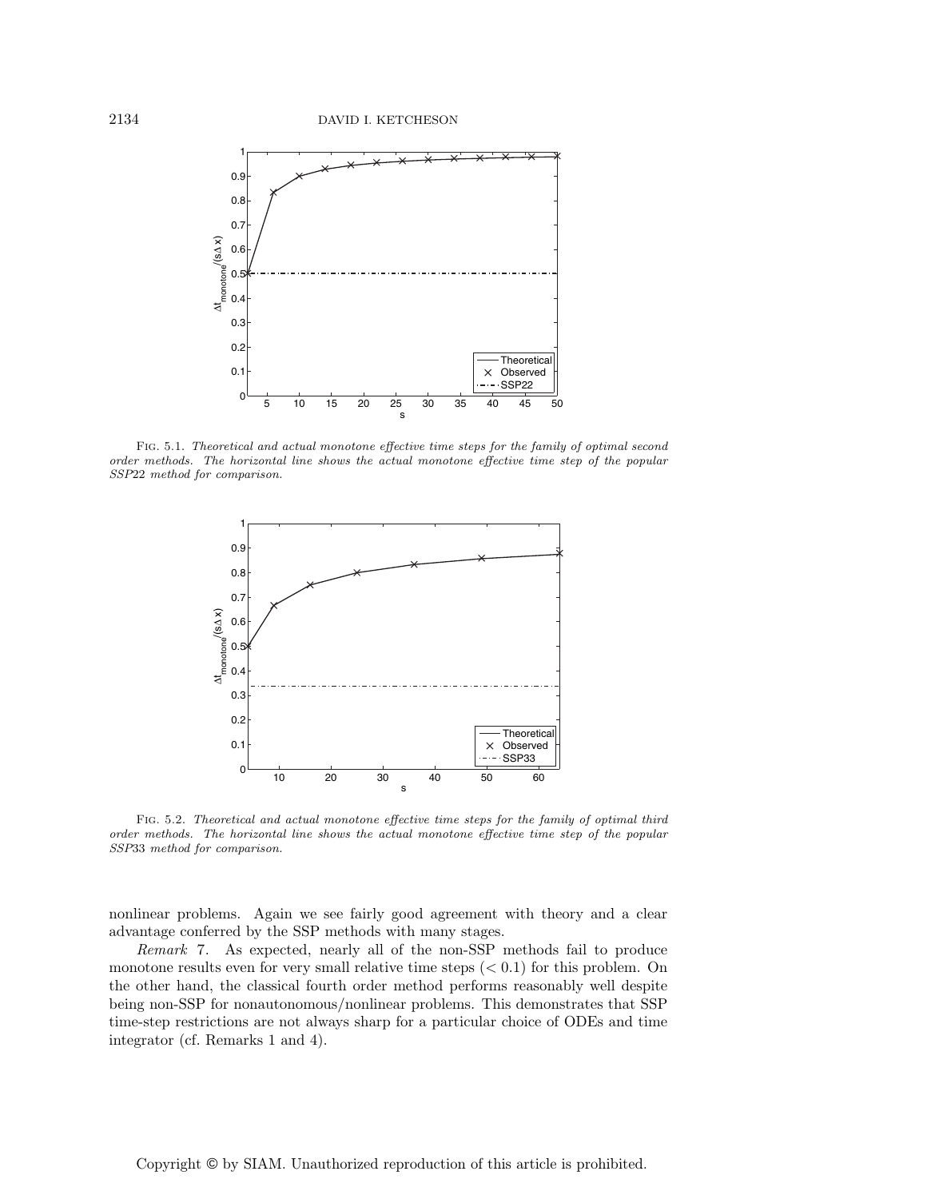FIG. 5.1. *Theoretical and actual monotone effective time steps for the family of optimal second order methods. The horizontal line shows the actual monotone effective time step of the popular SSP*22 *method for comparison.*

FIG. 5.2. *Theoretical and actual monotone effective time steps for the family of optimal third order methods. The horizontal line shows the actual monotone effective time step of the popular SSP*33 *method for comparison.*

nonlinear problems. Again we see fairly good agreement with theory and a clear advantage conferred by the SSP methods with many stages.

*Remark* 7. As expected, nearly all of the non-SSP methods fail to produce monotone results even for very small relative time steps ($< 0.1$) for this problem. On the other hand, the classical fourth order method performs reasonably well despite being non-SSP for nonautonomous/nonlinear problems. This demonstrates that SSP time-step restrictions are not always sharp for a particular choice of ODEs and time integrator (cf. Remarks 1 and 4).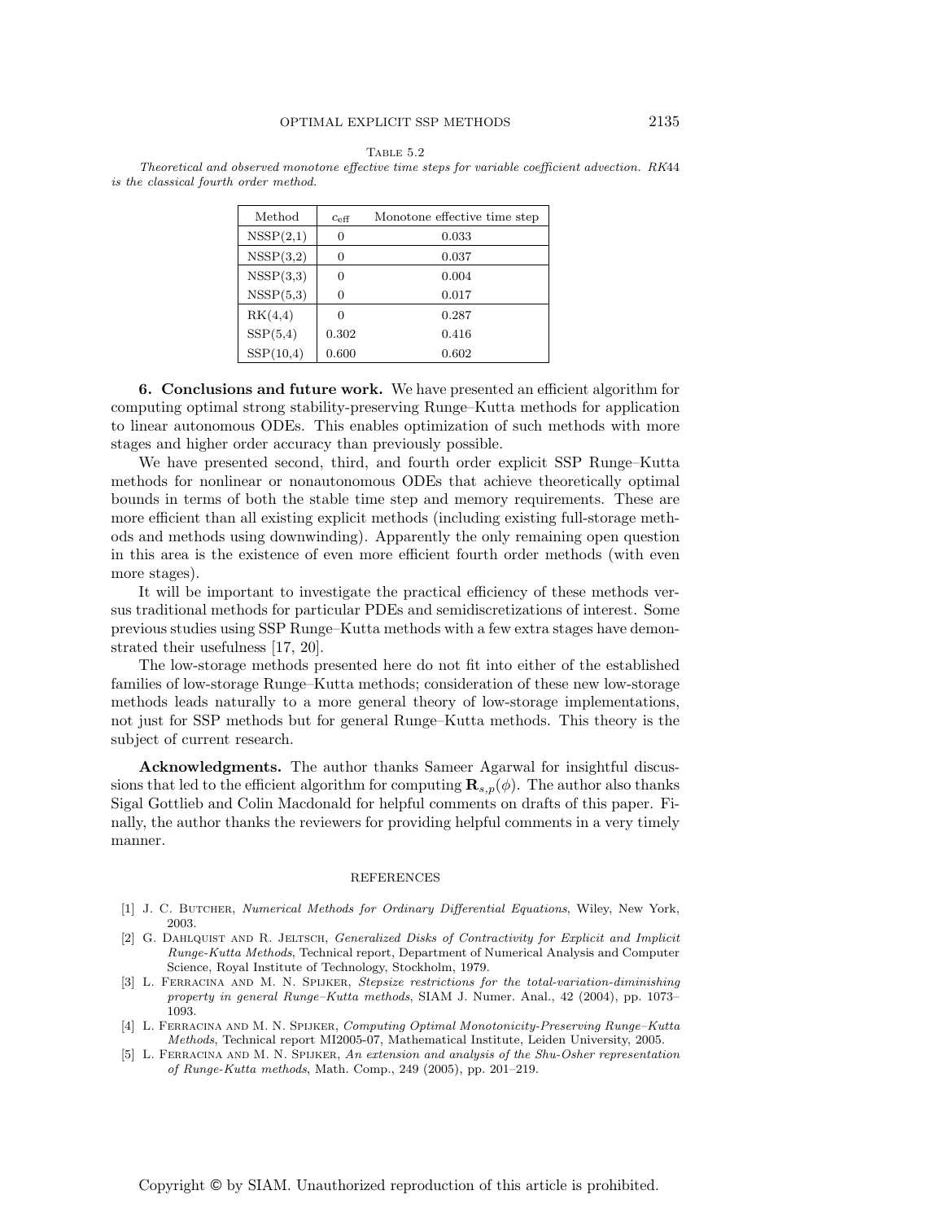TABLE 5.2

*Theoretical and observed monotone effective time steps for variable coefficient advection. RK44 is the classical fourth order method.*

| Method | $c_{\text{eff}}$ | Monotone effective time step |
|---|---|---|
| NSSP(2,1) | 0 | 0.033 |
| NSSP(3,2) | 0 | 0.037 |
| NSSP(3,3) | 0 | 0.004 |
| NSSP(5,3) | 0 | 0.017 |
| RK(4,4) | 0 | 0.287 |
| SSP(5,4) | 0.302 | 0.416 |
| SSP(10,4) | 0.600 | 0.602 |

## 6. Conclusions and future work.

We have presented an efficient algorithm for computing optimal strong stability-preserving Runge–Kutta methods for application to linear autonomous ODEs. This enables optimization of such methods with more stages and higher order accuracy than previously possible.

We have presented second, third, and fourth order explicit SSP Runge–Kutta methods for nonlinear or nonautonomous ODEs that achieve theoretically optimal bounds in terms of both the stable time step and memory requirements. These are more efficient than all existing explicit methods (including existing full-storage methods and methods using downwinding). Apparently the only remaining open question in this area is the existence of even more efficient fourth order methods (with even more stages).

It will be important to investigate the practical efficiency of these methods versus traditional methods for particular PDEs and semidiscretizations of interest. Some previous studies using SSP Runge–Kutta methods with a few extra stages have demonstrated their usefulness [17, 20].

The low-storage methods presented here do not fit into either of the established families of low-storage Runge–Kutta methods; consideration of these new low-storage methods leads naturally to a more general theory of low-storage implementations, not just for SSP methods but for general Runge–Kutta methods. This theory is the subject of current research.

**Acknowledgments.** The author thanks Sameer Agarwal for insightful discussions that led to the efficient algorithm for computing $\mathbf{R}_{s,p}(\phi)$. The author also thanks Sigal Gottlieb and Colin Macdonald for helpful comments on drafts of this paper. Finally, the author thanks the reviewers for providing helpful comments in a very timely manner.

## REFERENCES

[1] J. C. Butcher, *Numerical Methods for Ordinary Differential Equations*, Wiley, New York, 2003.

[2] G. Dahlquist and R. Jeltsch, *Generalized Disks of Contractivity for Explicit and Implicit Runge-Kutta Methods*, Technical report, Department of Numerical Analysis and Computer Science, Royal Institute of Technology, Stockholm, 1979.

[3] L. Ferracina and M. N. Spijker, *Stepsize restrictions for the total-variation-diminishing property in general Runge–Kutta methods*, SIAM J. Numer. Anal., 42 (2004), pp. 1073–1093.

[4] L. Ferracina and M. N. Spijker, *Computing Optimal Monotonicity-Preserving Runge–Kutta Methods*, Technical report MI2005-07, Mathematical Institute, Leiden University, 2005.

[5] L. Ferracina and M. N. Spijker, *An extension and analysis of the Shu-Osher representation of Runge-Kutta methods*, Math. Comp., 249 (2005), pp. 201–219.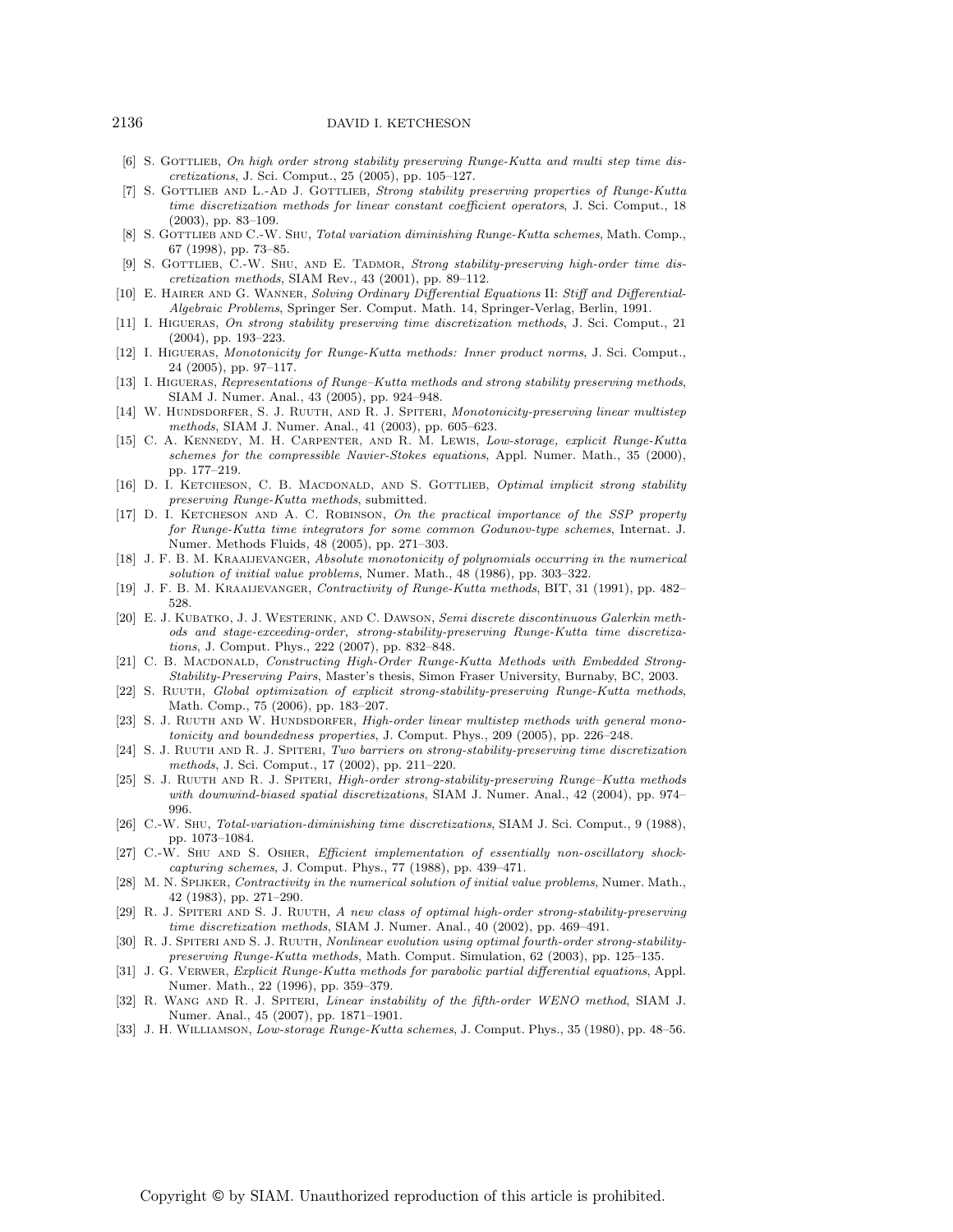[6] S. Gottlieb, *On high order strong stability preserving Runge-Kutta and multi step time discretizations*, J. Sci. Comput., 25 (2005), pp. 105–127.

[7] S. Gottlieb and L.-Ad J. Gottlieb, *Strong stability preserving properties of Runge-Kutta time discretization methods for linear constant coefficient operators*, J. Sci. Comput., 18 (2003), pp. 83–109.

[8] S. Gottlieb and C.-W. Shu, *Total variation diminishing Runge-Kutta schemes*, Math. Comp., 67 (1998), pp. 73–85.

[9] S. Gottlieb, C.-W. Shu, and E. Tadmor, *Strong stability-preserving high-order time discretization methods*, SIAM Rev., 43 (2001), pp. 89–112.

[10] E. Hairer and G. Wanner, *Solving Ordinary Differential Equations* II: *Stiff and Differential-Algebraic Problems*, Springer Ser. Comput. Math. 14, Springer-Verlag, Berlin, 1991.

[11] I. Higueras, *On strong stability preserving time discretization methods*, J. Sci. Comput., 21 (2004), pp. 193–223.

[12] I. Higueras, *Monotonicity for Runge-Kutta methods: Inner product norms*, J. Sci. Comput., 24 (2005), pp. 97–117.

[13] I. Higueras, *Representations of Runge–Kutta methods and strong stability preserving methods*, SIAM J. Numer. Anal., 43 (2005), pp. 924–948.

[14] W. Hundsdorfer, S. J. Ruuth, and R. J. Spiteri, *Monotonicity-preserving linear multistep methods*, SIAM J. Numer. Anal., 41 (2003), pp. 605–623.

[15] C. A. Kennedy, M. H. Carpenter, and R. M. Lewis, *Low-storage, explicit Runge-Kutta schemes for the compressible Navier-Stokes equations*, Appl. Numer. Math., 35 (2000), pp. 177–219.

[16] D. I. Ketcheson, C. B. Macdonald, and S. Gottlieb, *Optimal implicit strong stability preserving Runge-Kutta methods*, submitted.

[17] D. I. Ketcheson and A. C. Robinson, *On the practical importance of the SSP property for Runge-Kutta time integrators for some common Godunov-type schemes*, Internat. J. Numer. Methods Fluids, 48 (2005), pp. 271–303.

[18] J. F. B. M. Kraaijevanger, *Absolute monotonicity of polynomials occurring in the numerical solution of initial value problems*, Numer. Math., 48 (1986), pp. 303–322.

[19] J. F. B. M. Kraaijevanger, *Contractivity of Runge-Kutta methods*, BIT, 31 (1991), pp. 482–528.

[20] E. J. Kubatko, J. J. Westerink, and C. Dawson, *Semi discrete discontinuous Galerkin methods and stage-exceeding-order, strong-stability-preserving Runge-Kutta time discretizations*, J. Comput. Phys., 222 (2007), pp. 832–848.

[21] C. B. Macdonald, *Constructing High-Order Runge-Kutta Methods with Embedded Strong-Stability-Preserving Pairs*, Master's thesis, Simon Fraser University, Burnaby, BC, 2003.

[22] S. Ruuth, *Global optimization of explicit strong-stability-preserving Runge-Kutta methods*, Math. Comp., 75 (2006), pp. 183–207.

[23] S. J. Ruuth and W. Hundsdorfer, *High-order linear multistep methods with general monotonicity and boundedness properties*, J. Comput. Phys., 209 (2005), pp. 226–248.

[24] S. J. Ruuth and R. J. Spiteri, *Two barriers on strong-stability-preserving time discretization methods*, J. Sci. Comput., 17 (2002), pp. 211–220.

[25] S. J. Ruuth and R. J. Spiteri, *High-order strong-stability-preserving Runge–Kutta methods with downwind-biased spatial discretizations*, SIAM J. Numer. Anal., 42 (2004), pp. 974–996.

[26] C.-W. Shu, *Total-variation-diminishing time discretizations*, SIAM J. Sci. Comput., 9 (1988), pp. 1073–1084.

[27] C.-W. Shu and S. Osher, *Efficient implementation of essentially non-oscillatory shock-capturing schemes*, J. Comput. Phys., 77 (1988), pp. 439–471.

[28] M. N. Spijker, *Contractivity in the numerical solution of initial value problems*, Numer. Math., 42 (1983), pp. 271–290.

[29] R. J. Spiteri and S. J. Ruuth, *A new class of optimal high-order strong-stability-preserving time discretization methods*, SIAM J. Numer. Anal., 40 (2002), pp. 469–491.

[30] R. J. Spiteri and S. J. Ruuth, *Nonlinear evolution using optimal fourth-order strong-stability-preserving Runge-Kutta methods*, Math. Comput. Simulation, 62 (2003), pp. 125–135.

[31] J. G. Verwer, *Explicit Runge-Kutta methods for parabolic partial differential equations*, Appl. Numer. Math., 22 (1996), pp. 359–379.

[32] R. Wang and R. J. Spiteri, *Linear instability of the fifth-order WENO method*, SIAM J. Numer. Anal., 45 (2007), pp. 1871–1901.

[33] J. H. Williamson, *Low-storage Runge-Kutta schemes*, J. Comput. Phys., 35 (1980), pp. 48–56.